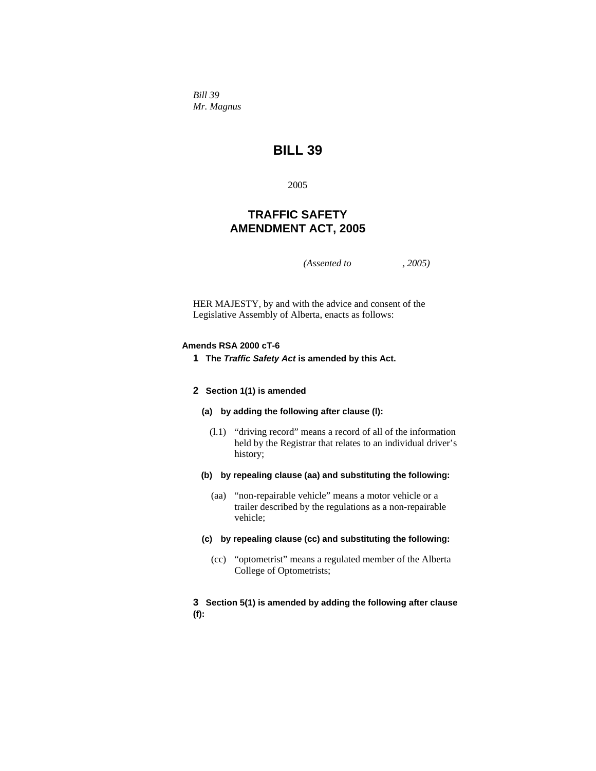*Bill 39*
*Mr. Magnus*

# BILL 39

2005

## TRAFFIC SAFETY AMENDMENT ACT, 2005

*(Assented to , 2005)*

HER MAJESTY, by and with the advice and consent of the Legislative Assembly of Alberta, enacts as follows:

**Amends RSA 2000 cT-6**

**1** **The *Traffic Safety Act* is amended by this Act.**

**2** **Section 1(1) is amended**

**(a) by adding the following after clause (l):**

(l.1) "driving record" means a record of all of the information held by the Registrar that relates to an individual driver's history;

**(b) by repealing clause (aa) and substituting the following:**

(aa) "non-repairable vehicle" means a motor vehicle or a trailer described by the regulations as a non-repairable vehicle;

**(c) by repealing clause (cc) and substituting the following:**

(cc) "optometrist" means a regulated member of the Alberta College of Optometrists;

**3** **Section 5(1) is amended by adding the following after clause (f):**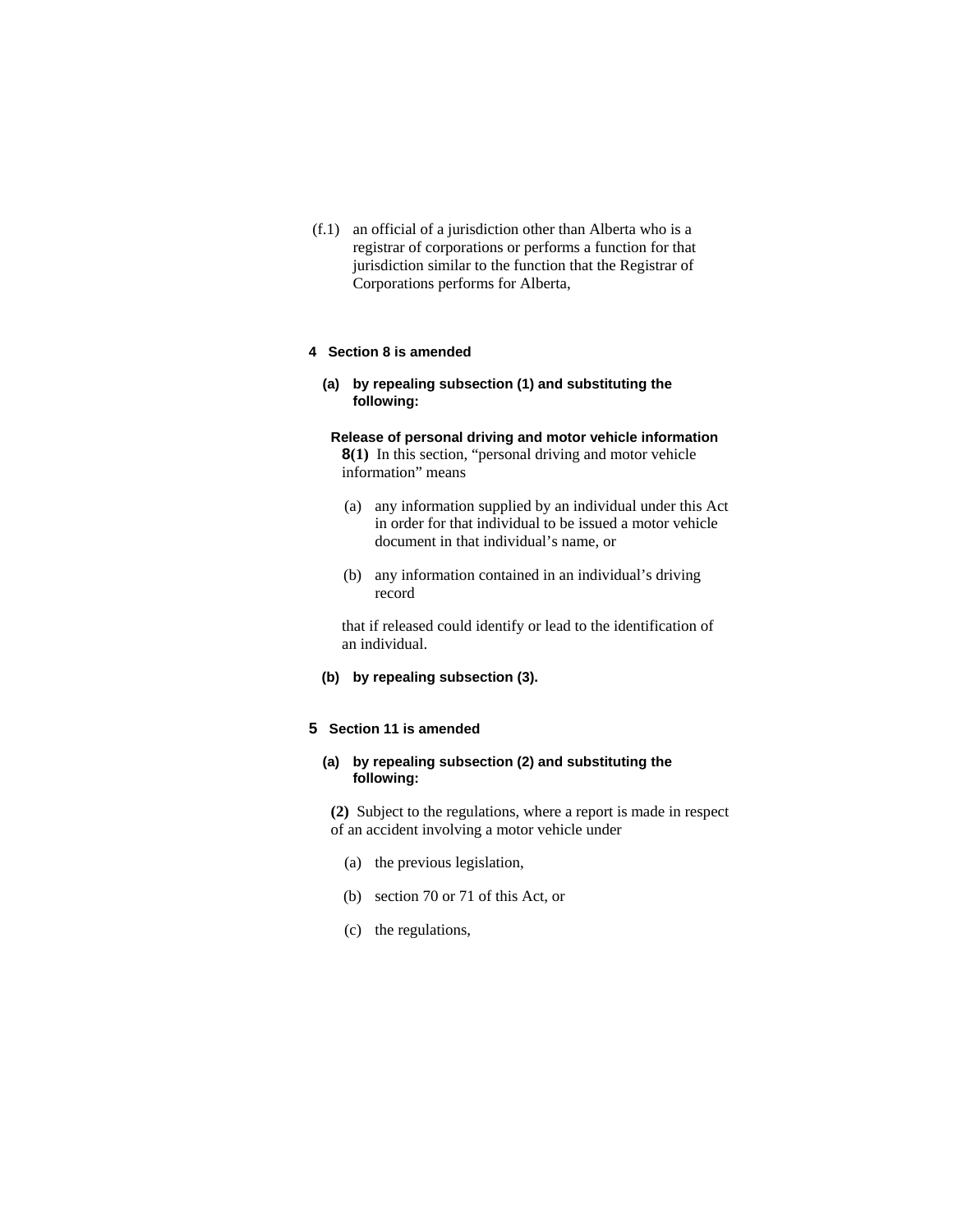(f.1) an official of a jurisdiction other than Alberta who is a registrar of corporations or performs a function for that jurisdiction similar to the function that the Registrar of Corporations performs for Alberta,

**4 Section 8 is amended**

**(a) by repealing subsection (1) and substituting the following:**

**Release of personal driving and motor vehicle information**

**8(1)** In this section, "personal driving and motor vehicle information" means

(a) any information supplied by an individual under this Act in order for that individual to be issued a motor vehicle document in that individual's name, or

(b) any information contained in an individual's driving record

that if released could identify or lead to the identification of an individual.

**(b) by repealing subsection (3).**

**5 Section 11 is amended**

**(a) by repealing subsection (2) and substituting the following:**

**(2)** Subject to the regulations, where a report is made in respect of an accident involving a motor vehicle under

(a) the previous legislation,

(b) section 70 or 71 of this Act, or

(c) the regulations,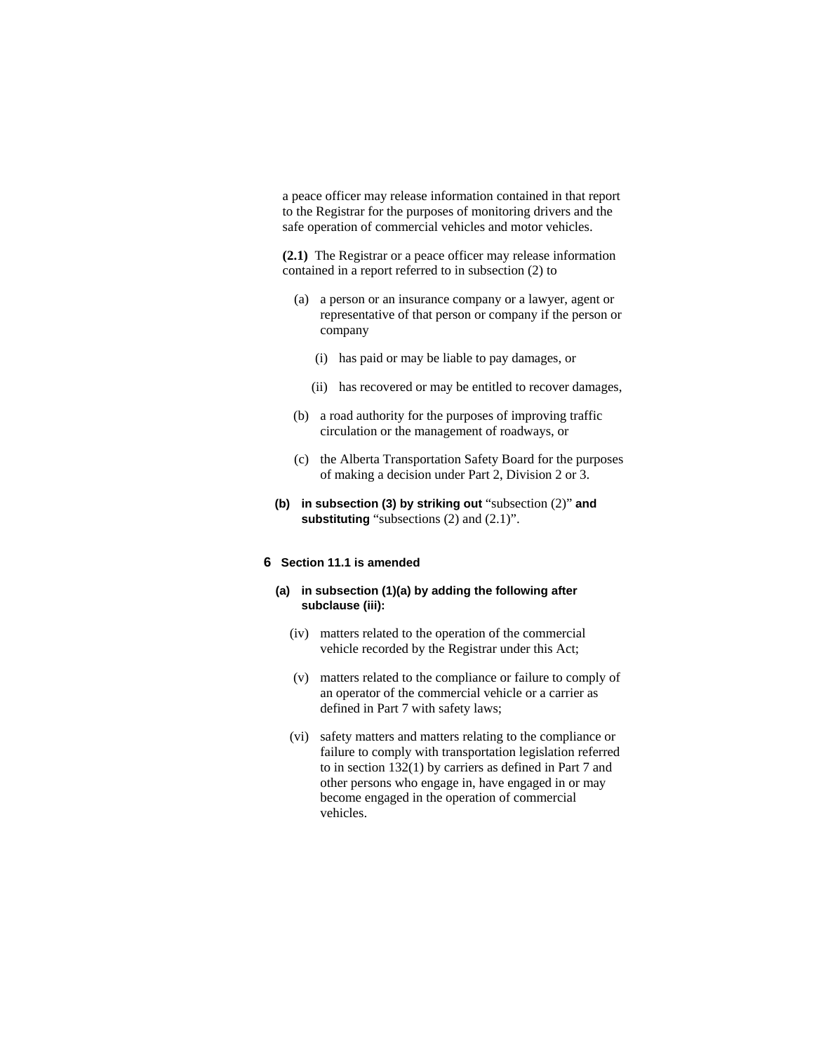a peace officer may release information contained in that report to the Registrar for the purposes of monitoring drivers and the safe operation of commercial vehicles and motor vehicles.

**(2.1)** The Registrar or a peace officer may release information contained in a report referred to in subsection (2) to

- (a) a person or an insurance company or a lawyer, agent or representative of that person or company if the person or company
  - (i) has paid or may be liable to pay damages, or
  - (ii) has recovered or may be entitled to recover damages,
- (b) a road authority for the purposes of improving traffic circulation or the management of roadways, or
- (c) the Alberta Transportation Safety Board for the purposes of making a decision under Part 2, Division 2 or 3.

**(b) in subsection (3) by striking out** "subsection (2)" **and substituting** "subsections (2) and (2.1)".

**6 Section 11.1 is amended**

**(a) in subsection (1)(a) by adding the following after subclause (iii):**

- (iv) matters related to the operation of the commercial vehicle recorded by the Registrar under this Act;
- (v) matters related to the compliance or failure to comply of an operator of the commercial vehicle or a carrier as defined in Part 7 with safety laws;
- (vi) safety matters and matters relating to the compliance or failure to comply with transportation legislation referred to in section 132(1) by carriers as defined in Part 7 and other persons who engage in, have engaged in or may become engaged in the operation of commercial vehicles.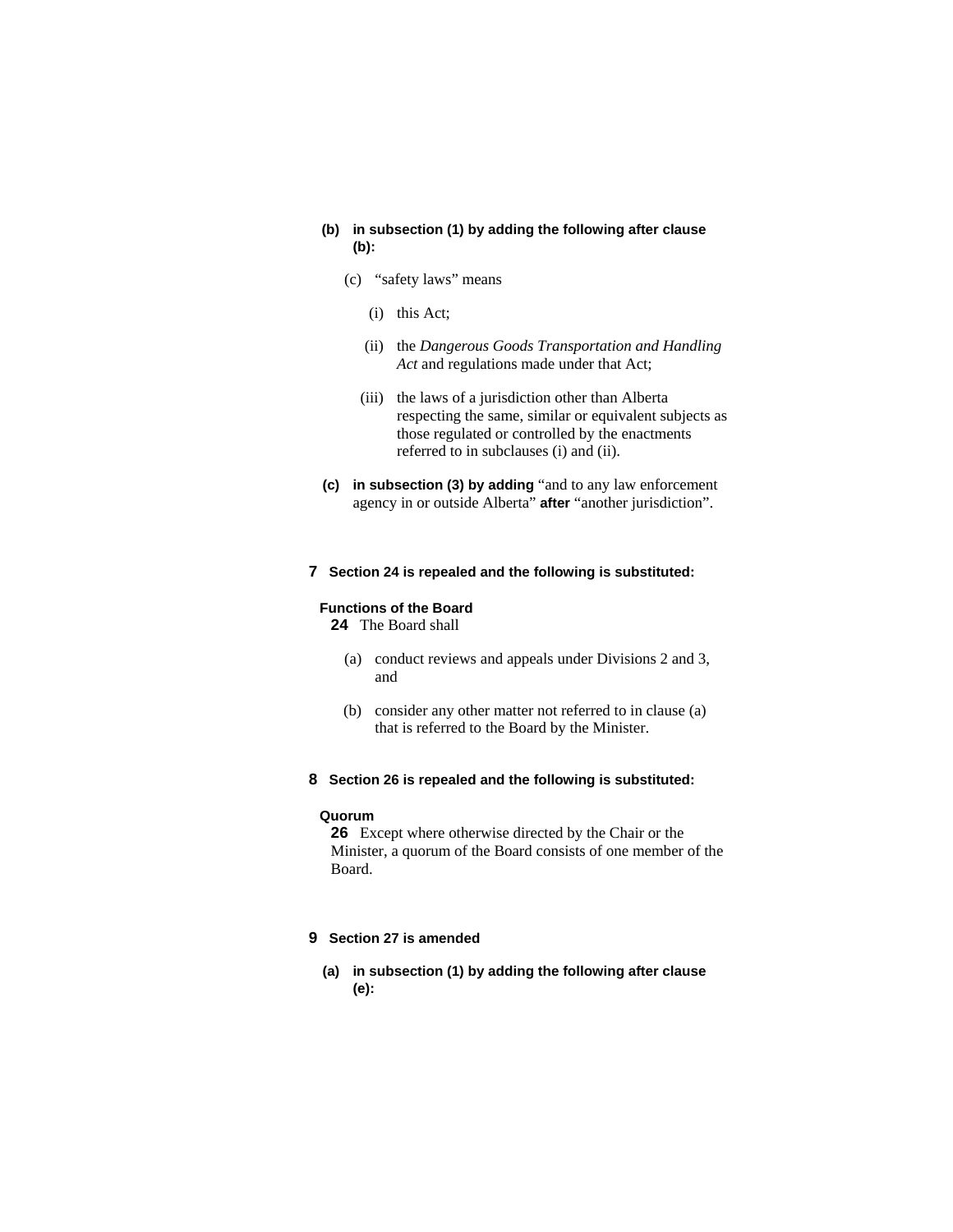**(b) in subsection (1) by adding the following after clause (b):**

(c) "safety laws" means

(i) this Act;

(ii) the *Dangerous Goods Transportation and Handling Act* and regulations made under that Act;

(iii) the laws of a jurisdiction other than Alberta respecting the same, similar or equivalent subjects as those regulated or controlled by the enactments referred to in subclauses (i) and (ii).

**(c) in subsection (3) by adding** "and to any law enforcement agency in or outside Alberta" **after** "another jurisdiction".

**7 Section 24 is repealed and the following is substituted:**

**Functions of the Board**

**24** The Board shall

(a) conduct reviews and appeals under Divisions 2 and 3, and

(b) consider any other matter not referred to in clause (a) that is referred to the Board by the Minister.

**8 Section 26 is repealed and the following is substituted:**

**Quorum**

**26** Except where otherwise directed by the Chair or the Minister, a quorum of the Board consists of one member of the Board.

**9 Section 27 is amended**

**(a) in subsection (1) by adding the following after clause (e):**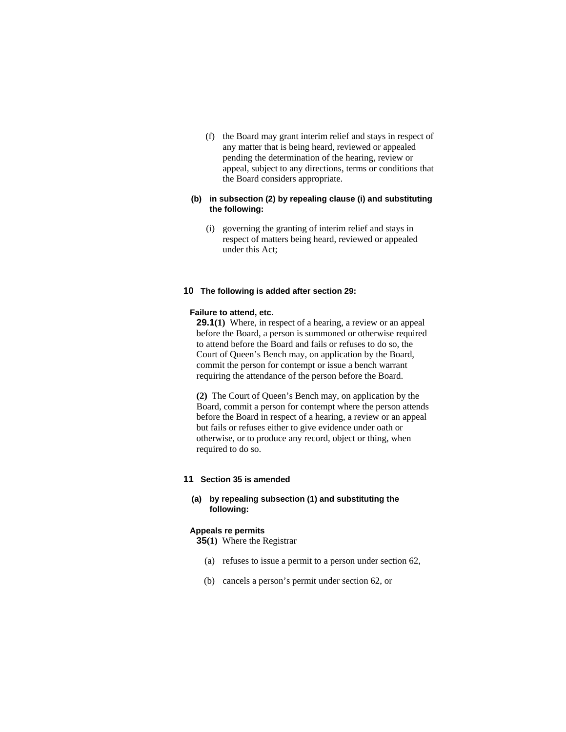(f) the Board may grant interim relief and stays in respect of any matter that is being heard, reviewed or appealed pending the determination of the hearing, review or appeal, subject to any directions, terms or conditions that the Board considers appropriate.

**(b) in subsection (2) by repealing clause (i) and substituting the following:**

(i) governing the granting of interim relief and stays in respect of matters being heard, reviewed or appealed under this Act;

**10 The following is added after section 29:**

**Failure to attend, etc.**

**29.1(1)** Where, in respect of a hearing, a review or an appeal before the Board, a person is summoned or otherwise required to attend before the Board and fails or refuses to do so, the Court of Queen's Bench may, on application by the Board, commit the person for contempt or issue a bench warrant requiring the attendance of the person before the Board.

**(2)** The Court of Queen's Bench may, on application by the Board, commit a person for contempt where the person attends before the Board in respect of a hearing, a review or an appeal but fails or refuses either to give evidence under oath or otherwise, or to produce any record, object or thing, when required to do so.

**11 Section 35 is amended**

**(a) by repealing subsection (1) and substituting the following:**

**Appeals re permits**

**35(1)** Where the Registrar

(a) refuses to issue a permit to a person under section 62,

(b) cancels a person's permit under section 62, or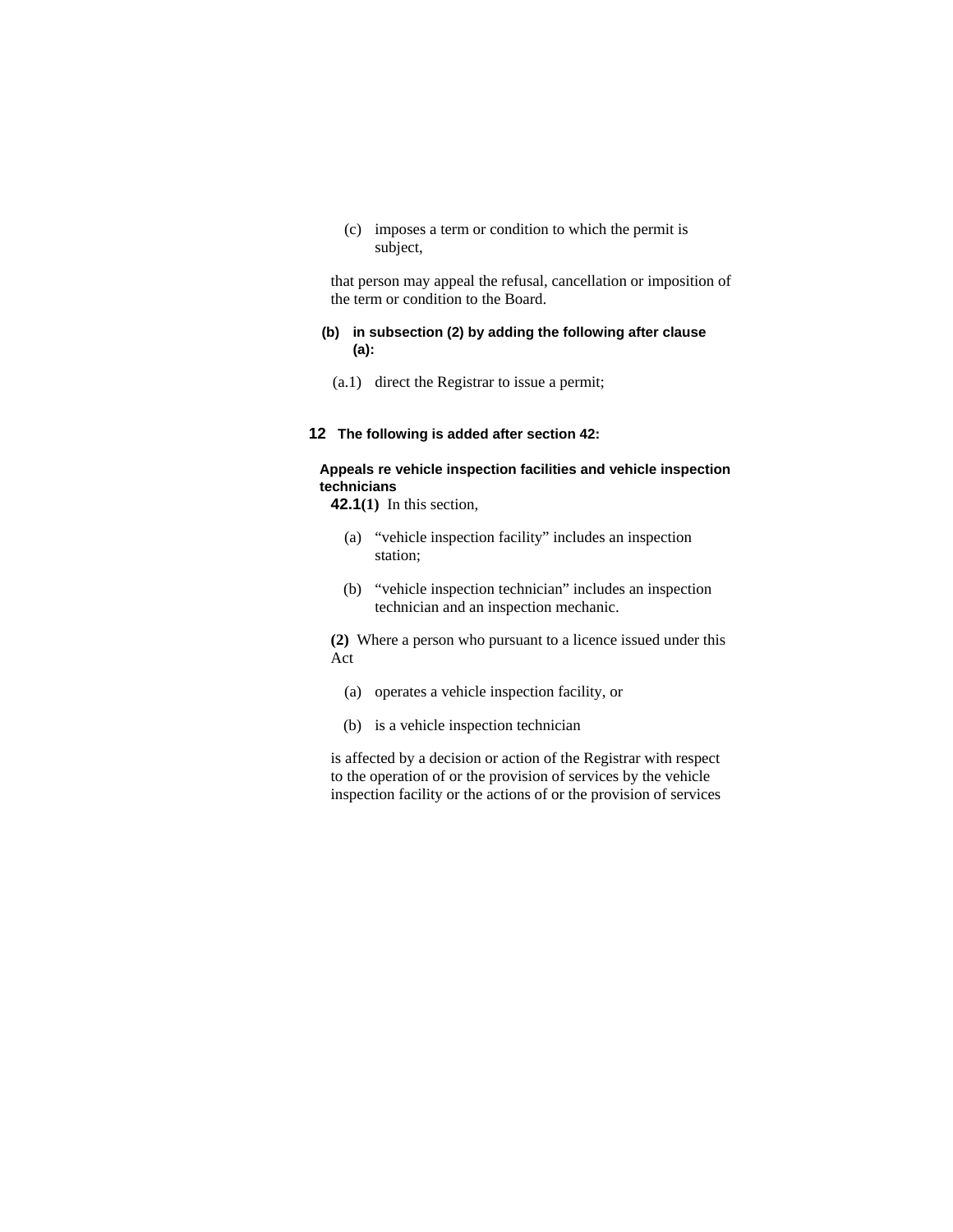(c) imposes a term or condition to which the permit is subject,

that person may appeal the refusal, cancellation or imposition of the term or condition to the Board.

**(b) in subsection (2) by adding the following after clause (a):**

(a.1) direct the Registrar to issue a permit;

**12 The following is added after section 42:**

**Appeals re vehicle inspection facilities and vehicle inspection technicians**

**42.1(1)** In this section,

(a) "vehicle inspection facility" includes an inspection station;

(b) "vehicle inspection technician" includes an inspection technician and an inspection mechanic.

**(2)** Where a person who pursuant to a licence issued under this Act

(a) operates a vehicle inspection facility, or

(b) is a vehicle inspection technician

is affected by a decision or action of the Registrar with respect to the operation of or the provision of services by the vehicle inspection facility or the actions of or the provision of services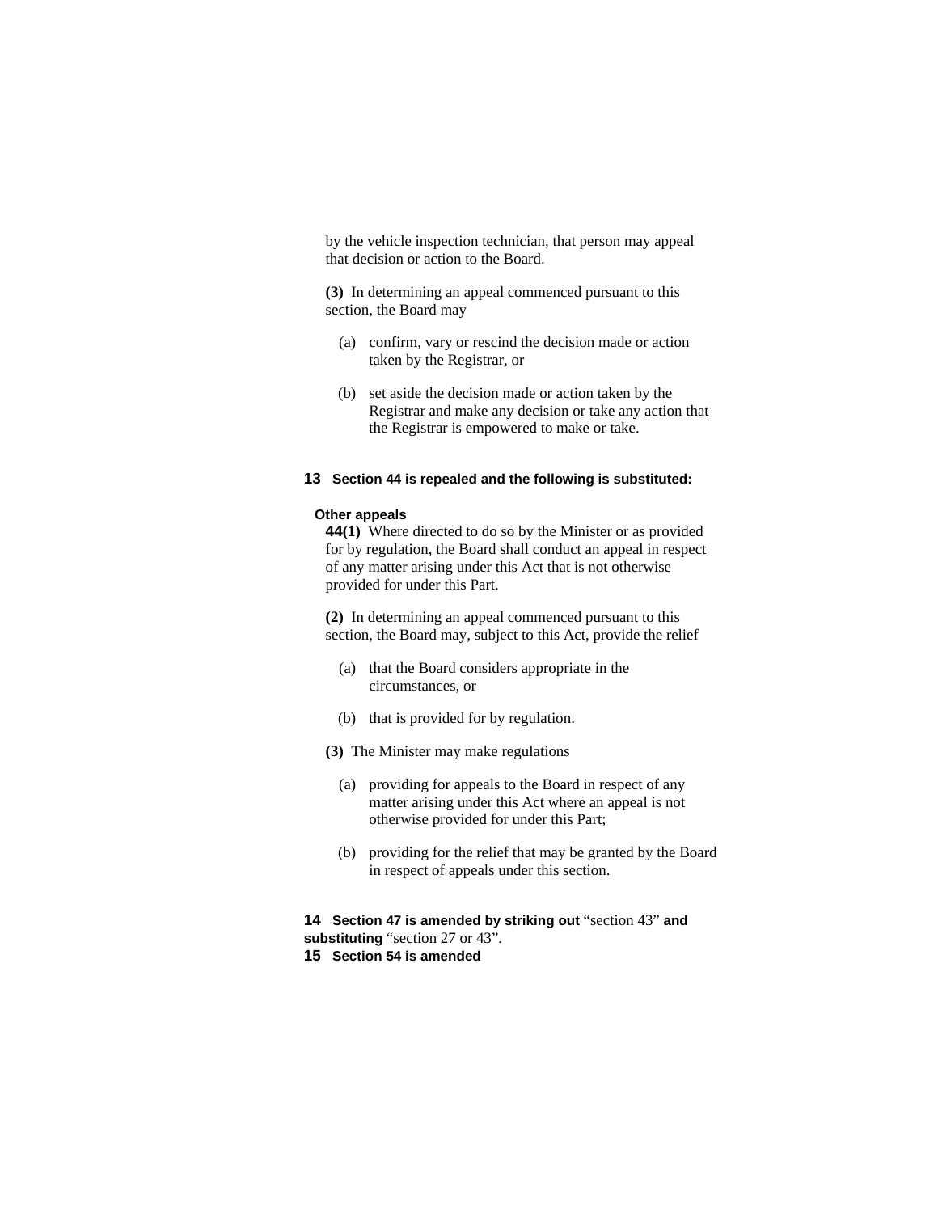by the vehicle inspection technician, that person may appeal that decision or action to the Board.

**(3)** In determining an appeal commenced pursuant to this section, the Board may

(a) confirm, vary or rescind the decision made or action taken by the Registrar, or

(b) set aside the decision made or action taken by the Registrar and make any decision or take any action that the Registrar is empowered to make or take.

**13 Section 44 is repealed and the following is substituted:**

**Other appeals**

**44(1)** Where directed to do so by the Minister or as provided for by regulation, the Board shall conduct an appeal in respect of any matter arising under this Act that is not otherwise provided for under this Part.

**(2)** In determining an appeal commenced pursuant to this section, the Board may, subject to this Act, provide the relief

(a) that the Board considers appropriate in the circumstances, or

(b) that is provided for by regulation.

**(3)** The Minister may make regulations

(a) providing for appeals to the Board in respect of any matter arising under this Act where an appeal is not otherwise provided for under this Part;

(b) providing for the relief that may be granted by the Board in respect of appeals under this section.

**14 Section 47 is amended by striking out** “section 43” **and substituting** “section 27 or 43”.

**15 Section 54 is amended**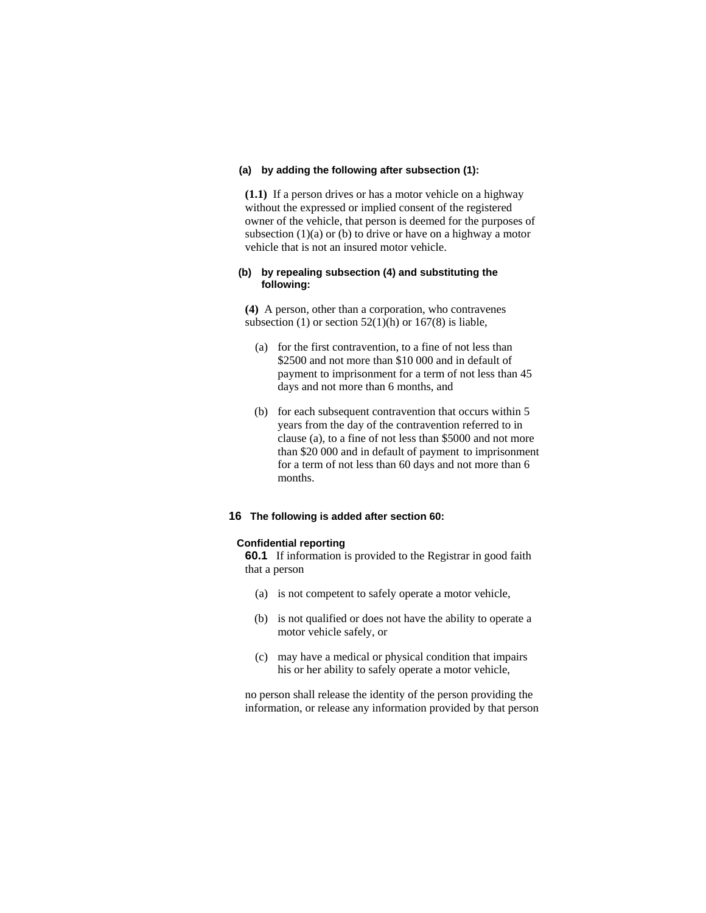**(a) by adding the following after subsection (1):**

**(1.1)** If a person drives or has a motor vehicle on a highway without the expressed or implied consent of the registered owner of the vehicle, that person is deemed for the purposes of subsection (1)(a) or (b) to drive or have on a highway a motor vehicle that is not an insured motor vehicle.

**(b) by repealing subsection (4) and substituting the following:**

**(4)** A person, other than a corporation, who contravenes subsection (1) or section 52(1)(h) or 167(8) is liable,

(a) for the first contravention, to a fine of not less than $2500 and not more than $10 000 and in default of payment to imprisonment for a term of not less than 45 days and not more than 6 months, and

(b) for each subsequent contravention that occurs within 5 years from the day of the contravention referred to in clause (a), to a fine of not less than $5000 and not more than $20 000 and in default of payment to imprisonment for a term of not less than 60 days and not more than 6 months.

**16 The following is added after section 60:**

**Confidential reporting**

**60.1** If information is provided to the Registrar in good faith that a person

(a) is not competent to safely operate a motor vehicle,

(b) is not qualified or does not have the ability to operate a motor vehicle safely, or

(c) may have a medical or physical condition that impairs his or her ability to safely operate a motor vehicle,

no person shall release the identity of the person providing the information, or release any information provided by that person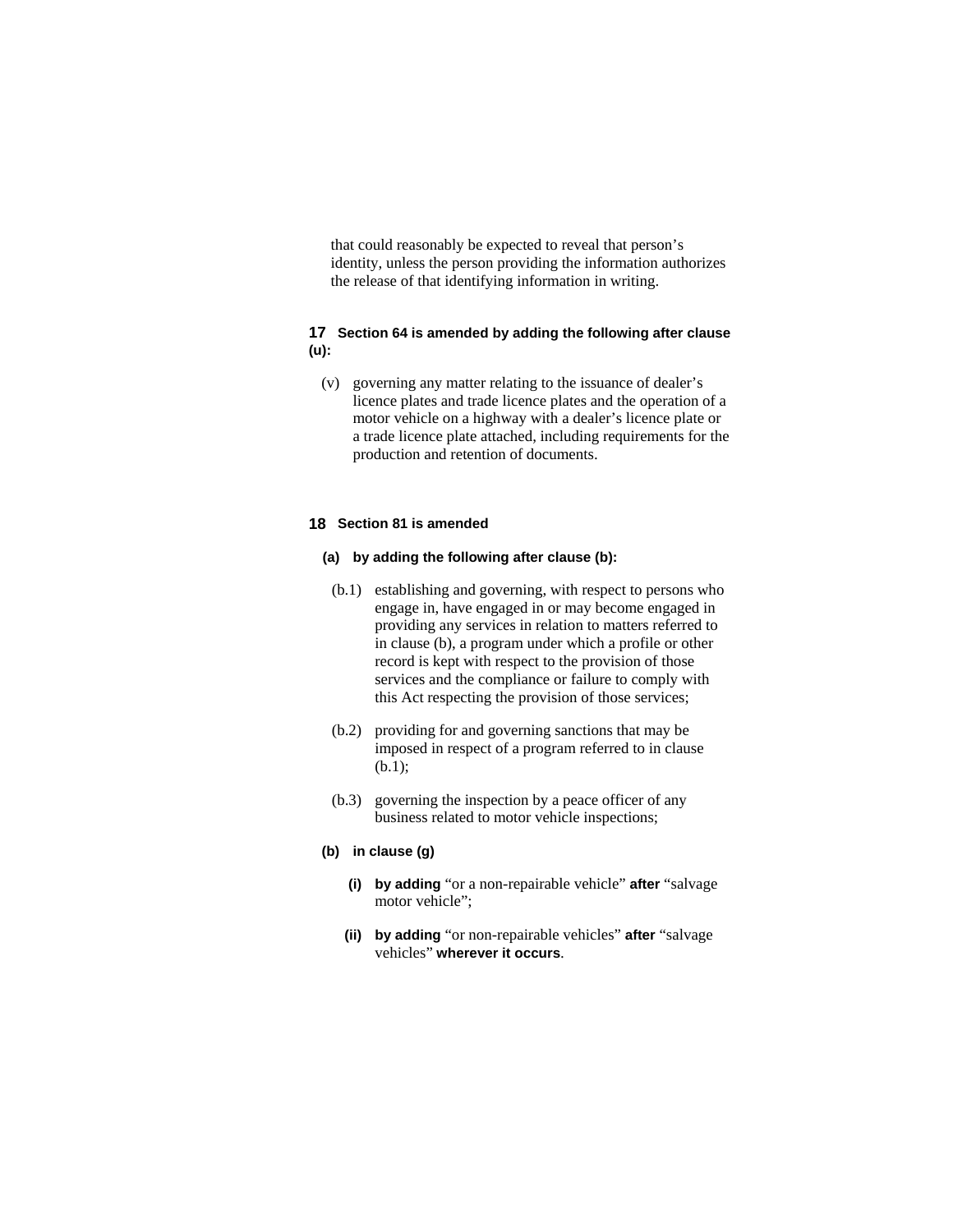that could reasonably be expected to reveal that person's identity, unless the person providing the information authorizes the release of that identifying information in writing.

**17 Section 64 is amended by adding the following after clause (u):**

(v) governing any matter relating to the issuance of dealer's licence plates and trade licence plates and the operation of a motor vehicle on a highway with a dealer's licence plate or a trade licence plate attached, including requirements for the production and retention of documents.

**18 Section 81 is amended**

**(a) by adding the following after clause (b):**

(b.1) establishing and governing, with respect to persons who engage in, have engaged in or may become engaged in providing any services in relation to matters referred to in clause (b), a program under which a profile or other record is kept with respect to the provision of those services and the compliance or failure to comply with this Act respecting the provision of those services;

(b.2) providing for and governing sanctions that may be imposed in respect of a program referred to in clause (b.1);

(b.3) governing the inspection by a peace officer of any business related to motor vehicle inspections;

**(b) in clause (g)**

**(i) by adding** "or a non-repairable vehicle" **after** "salvage motor vehicle";

**(ii) by adding** "or non-repairable vehicles" **after** "salvage vehicles" **wherever it occurs**.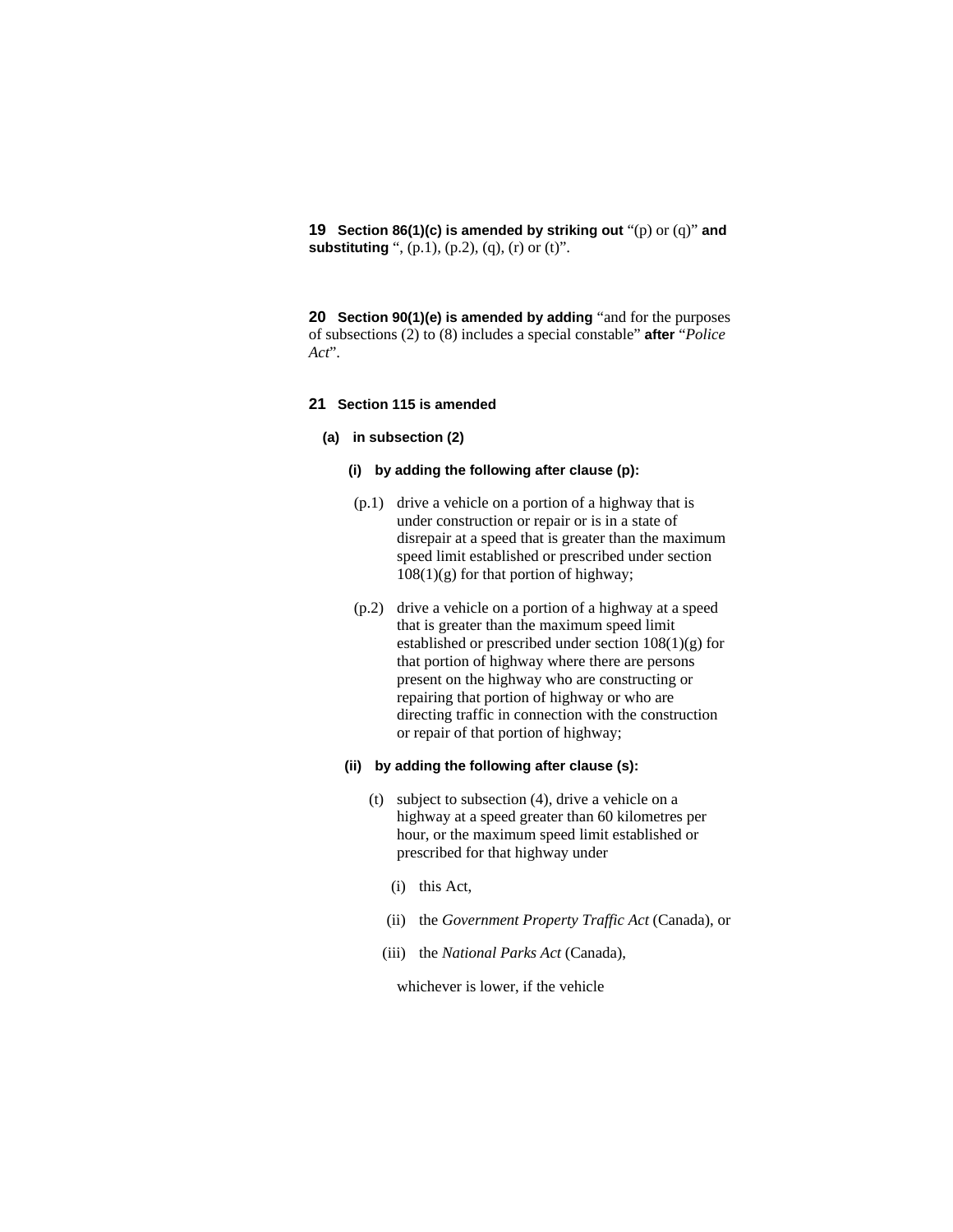**19** **Section 86(1)(c) is amended by striking out** "(p) or (q)" **and substituting** ", (p.1), (p.2), (q), (r) or (t)".

**20** **Section 90(1)(e) is amended by adding** "and for the purposes of subsections (2) to (8) includes a special constable" **after** "*Police Act*".

**21** **Section 115 is amended**

**(a)** **in subsection (2)**

**(i)** **by adding the following after clause (p):**

(p.1) drive a vehicle on a portion of a highway that is under construction or repair or is in a state of disrepair at a speed that is greater than the maximum speed limit established or prescribed under section 108(1)(g) for that portion of highway;

(p.2) drive a vehicle on a portion of a highway at a speed that is greater than the maximum speed limit established or prescribed under section 108(1)(g) for that portion of highway where there are persons present on the highway who are constructing or repairing that portion of highway or who are directing traffic in connection with the construction or repair of that portion of highway;

**(ii)** **by adding the following after clause (s):**

(t) subject to subsection (4), drive a vehicle on a highway at a speed greater than 60 kilometres per hour, or the maximum speed limit established or prescribed for that highway under

(i) this Act,

(ii) the *Government Property Traffic Act* (Canada), or

(iii) the *National Parks Act* (Canada),

whichever is lower, if the vehicle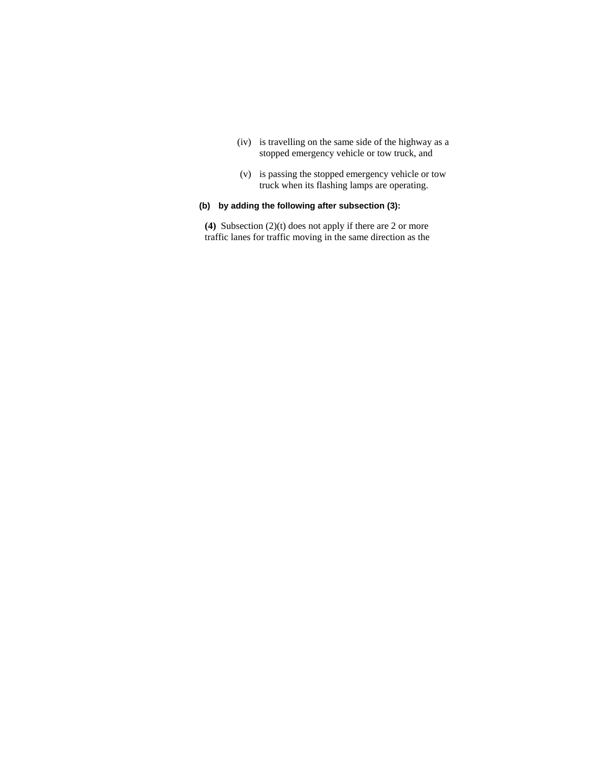(iv) is travelling on the same side of the highway as a stopped emergency vehicle or tow truck, and

(v) is passing the stopped emergency vehicle or tow truck when its flashing lamps are operating.

**(b) by adding the following after subsection (3):**

**(4)** Subsection (2)(t) does not apply if there are 2 or more traffic lanes for traffic moving in the same direction as the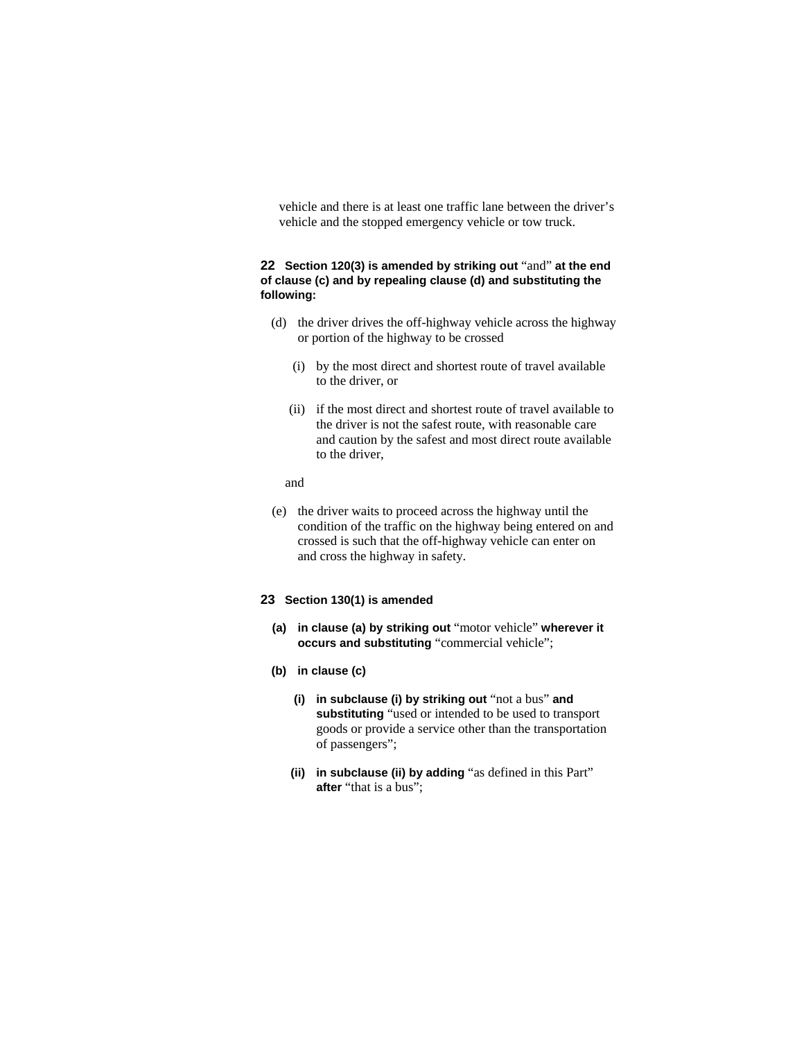vehicle and there is at least one traffic lane between the driver's vehicle and the stopped emergency vehicle or tow truck.

**22 Section 120(3) is amended by striking out** "and" **at the end of clause (c) and by repealing clause (d) and substituting the following:**

(d) the driver drives the off-highway vehicle across the highway or portion of the highway to be crossed

(i) by the most direct and shortest route of travel available to the driver, or

(ii) if the most direct and shortest route of travel available to the driver is not the safest route, with reasonable care and caution by the safest and most direct route available to the driver,

and

(e) the driver waits to proceed across the highway until the condition of the traffic on the highway being entered on and crossed is such that the off-highway vehicle can enter on and cross the highway in safety.

**23 Section 130(1) is amended**

**(a) in clause (a) by striking out** "motor vehicle" **wherever it occurs and substituting** "commercial vehicle";

**(b) in clause (c)**

**(i) in subclause (i) by striking out** "not a bus" **and substituting** "used or intended to be used to transport goods or provide a service other than the transportation of passengers";

**(ii) in subclause (ii) by adding** "as defined in this Part" **after** "that is a bus";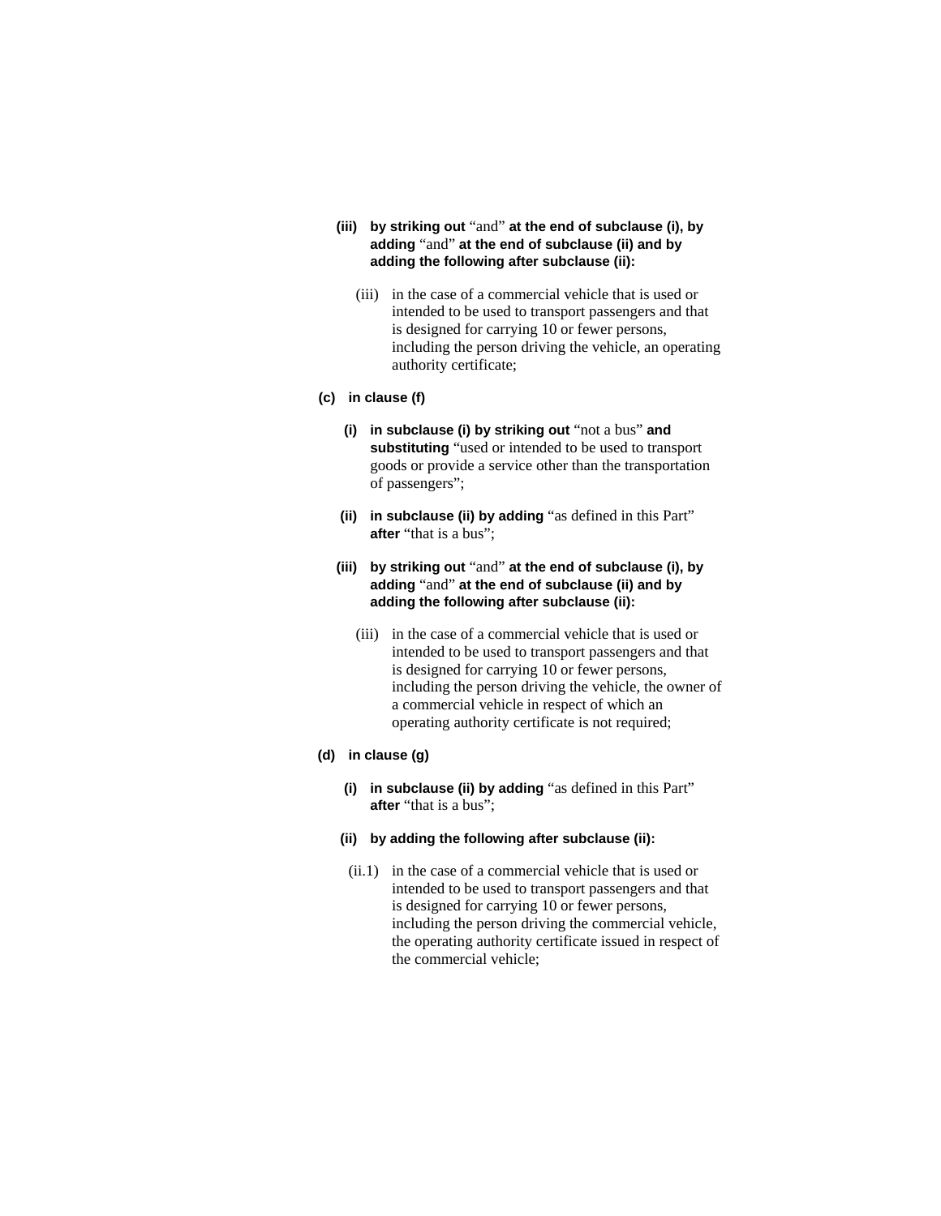**(iii) by striking out** "and" **at the end of subclause (i), by adding** "and" **at the end of subclause (ii) and by adding the following after subclause (ii):**

(iii) in the case of a commercial vehicle that is used or intended to be used to transport passengers and that is designed for carrying 10 or fewer persons, including the person driving the vehicle, an operating authority certificate;

**(c) in clause (f)**

**(i) in subclause (i) by striking out** "not a bus" **and substituting** "used or intended to be used to transport goods or provide a service other than the transportation of passengers";

**(ii) in subclause (ii) by adding** "as defined in this Part" **after** "that is a bus";

**(iii) by striking out** "and" **at the end of subclause (i), by adding** "and" **at the end of subclause (ii) and by adding the following after subclause (ii):**

(iii) in the case of a commercial vehicle that is used or intended to be used to transport passengers and that is designed for carrying 10 or fewer persons, including the person driving the vehicle, the owner of a commercial vehicle in respect of which an operating authority certificate is not required;

**(d) in clause (g)**

**(i) in subclause (ii) by adding** "as defined in this Part" **after** "that is a bus";

**(ii) by adding the following after subclause (ii):**

(ii.1) in the case of a commercial vehicle that is used or intended to be used to transport passengers and that is designed for carrying 10 or fewer persons, including the person driving the commercial vehicle, the operating authority certificate issued in respect of the commercial vehicle;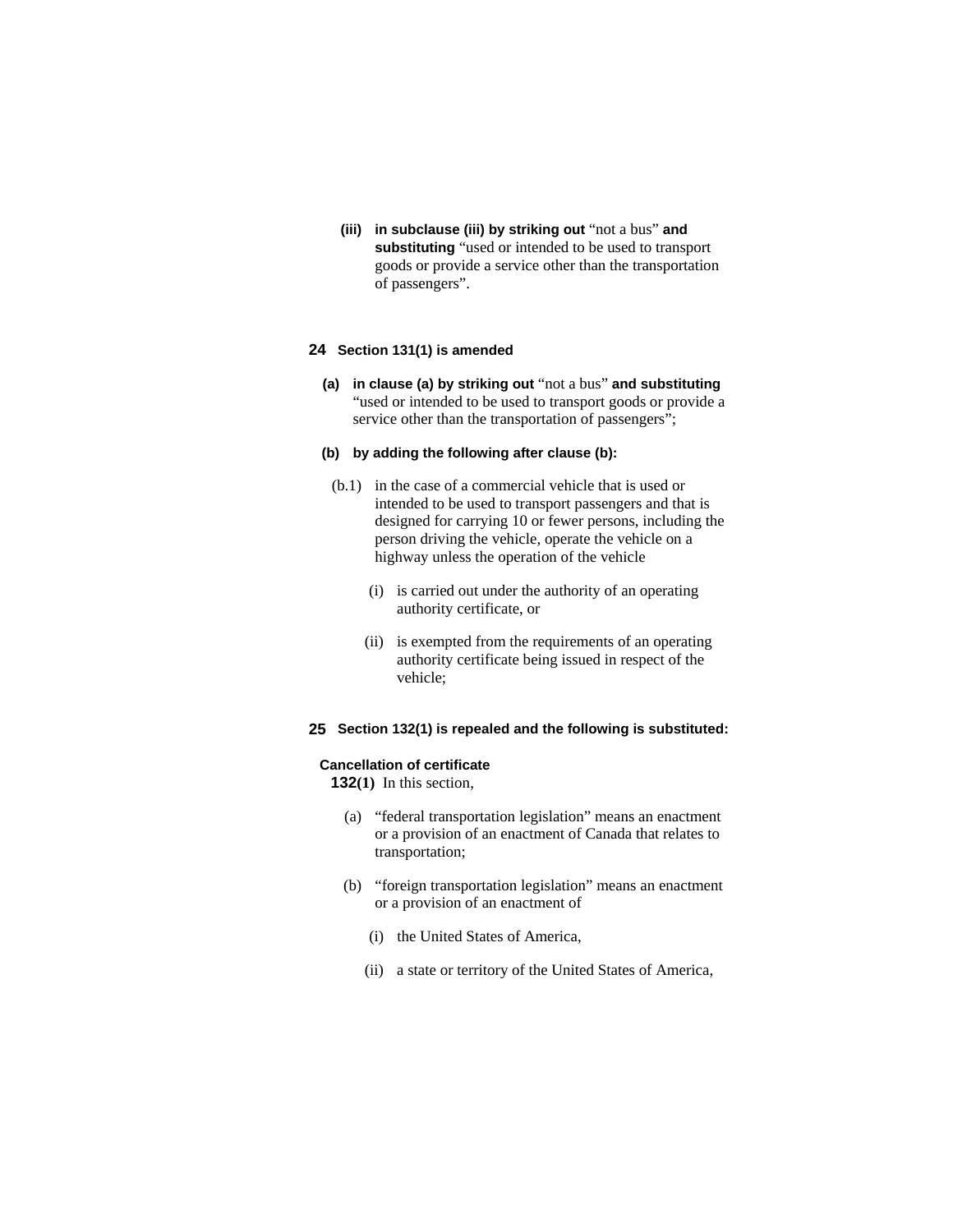**(iii)** **in subclause (iii) by striking out** “not a bus” **and substituting** “used or intended to be used to transport goods or provide a service other than the transportation of passengers”.

**24** **Section 131(1) is amended**

**(a)** **in clause (a) by striking out** “not a bus” **and substituting** “used or intended to be used to transport goods or provide a service other than the transportation of passengers”;

**(b)** **by adding the following after clause (b):**

(b.1) in the case of a commercial vehicle that is used or intended to be used to transport passengers and that is designed for carrying 10 or fewer persons, including the person driving the vehicle, operate the vehicle on a highway unless the operation of the vehicle

(i) is carried out under the authority of an operating authority certificate, or

(ii) is exempted from the requirements of an operating authority certificate being issued in respect of the vehicle;

**25** **Section 132(1) is repealed and the following is substituted:**

**Cancellation of certificate**

**132(1)** In this section,

(a) “federal transportation legislation” means an enactment or a provision of an enactment of Canada that relates to transportation;

(b) “foreign transportation legislation” means an enactment or a provision of an enactment of

(i) the United States of America,

(ii) a state or territory of the United States of America,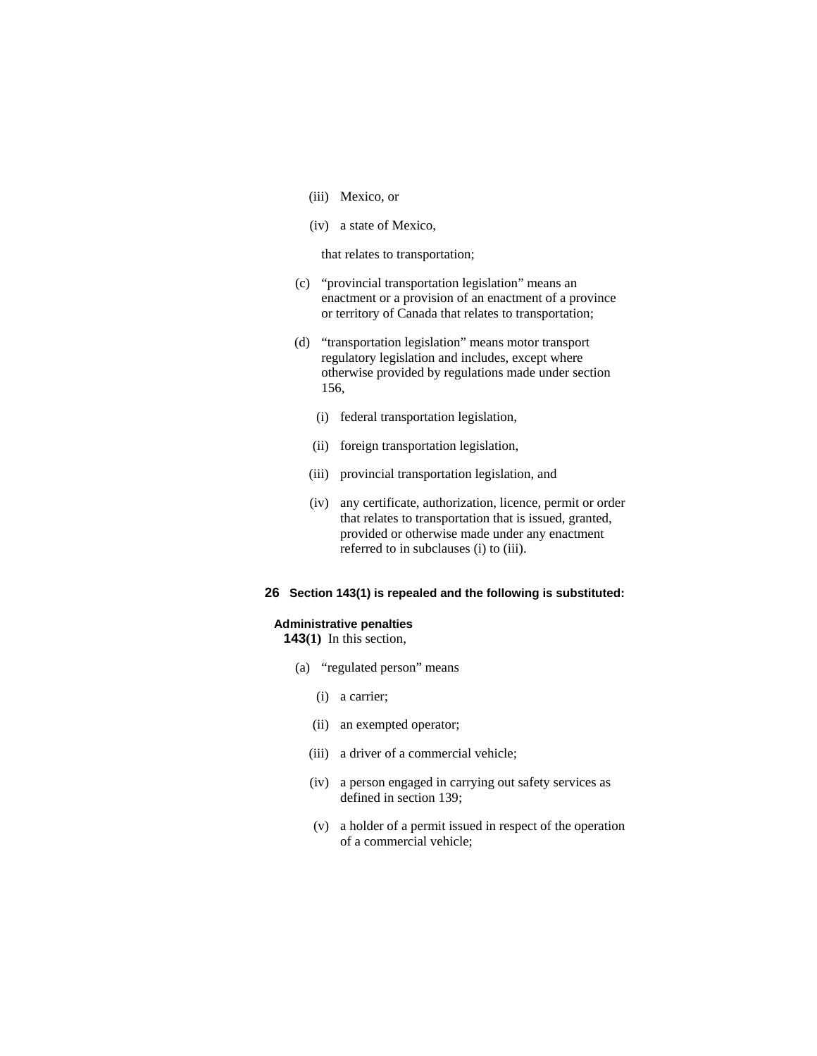(iii) Mexico, or

(iv) a state of Mexico,

that relates to transportation;

(c) "provincial transportation legislation" means an enactment or a provision of an enactment of a province or territory of Canada that relates to transportation;

(d) "transportation legislation" means motor transport regulatory legislation and includes, except where otherwise provided by regulations made under section 156,

(i) federal transportation legislation,

(ii) foreign transportation legislation,

(iii) provincial transportation legislation, and

(iv) any certificate, authorization, licence, permit or order that relates to transportation that is issued, granted, provided or otherwise made under any enactment referred to in subclauses (i) to (iii).

**26** **Section 143(1) is repealed and the following is substituted:**

**Administrative penalties**

**143(1)** In this section,

(a) "regulated person" means

(i) a carrier;

(ii) an exempted operator;

(iii) a driver of a commercial vehicle;

(iv) a person engaged in carrying out safety services as defined in section 139;

(v) a holder of a permit issued in respect of the operation of a commercial vehicle;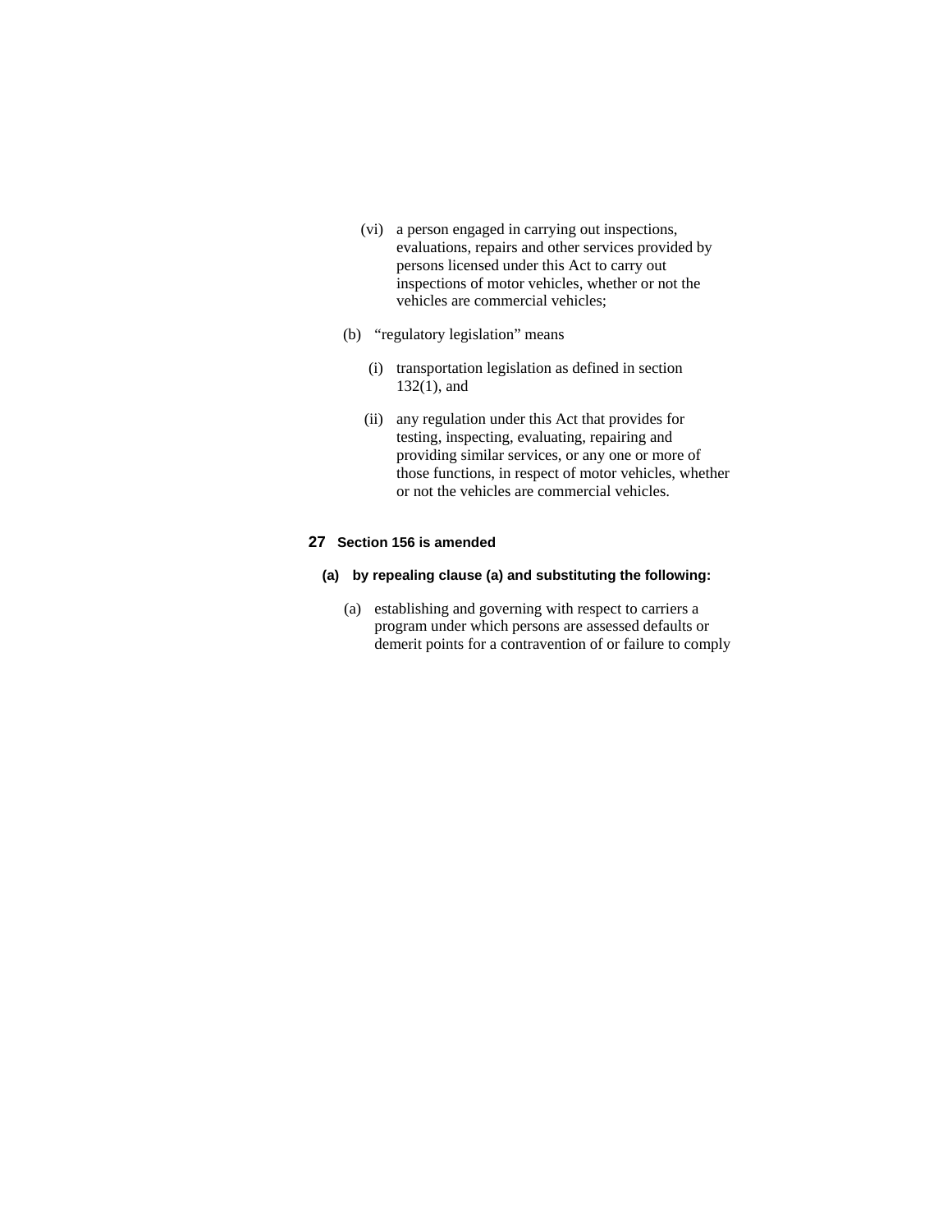(vi) a person engaged in carrying out inspections, evaluations, repairs and other services provided by persons licensed under this Act to carry out inspections of motor vehicles, whether or not the vehicles are commercial vehicles;

(b) "regulatory legislation" means

(i) transportation legislation as defined in section 132(1), and

(ii) any regulation under this Act that provides for testing, inspecting, evaluating, repairing and providing similar services, or any one or more of those functions, in respect of motor vehicles, whether or not the vehicles are commercial vehicles.

**27 Section 156 is amended**

**(a) by repealing clause (a) and substituting the following:**

(a) establishing and governing with respect to carriers a program under which persons are assessed defaults or demerit points for a contravention of or failure to comply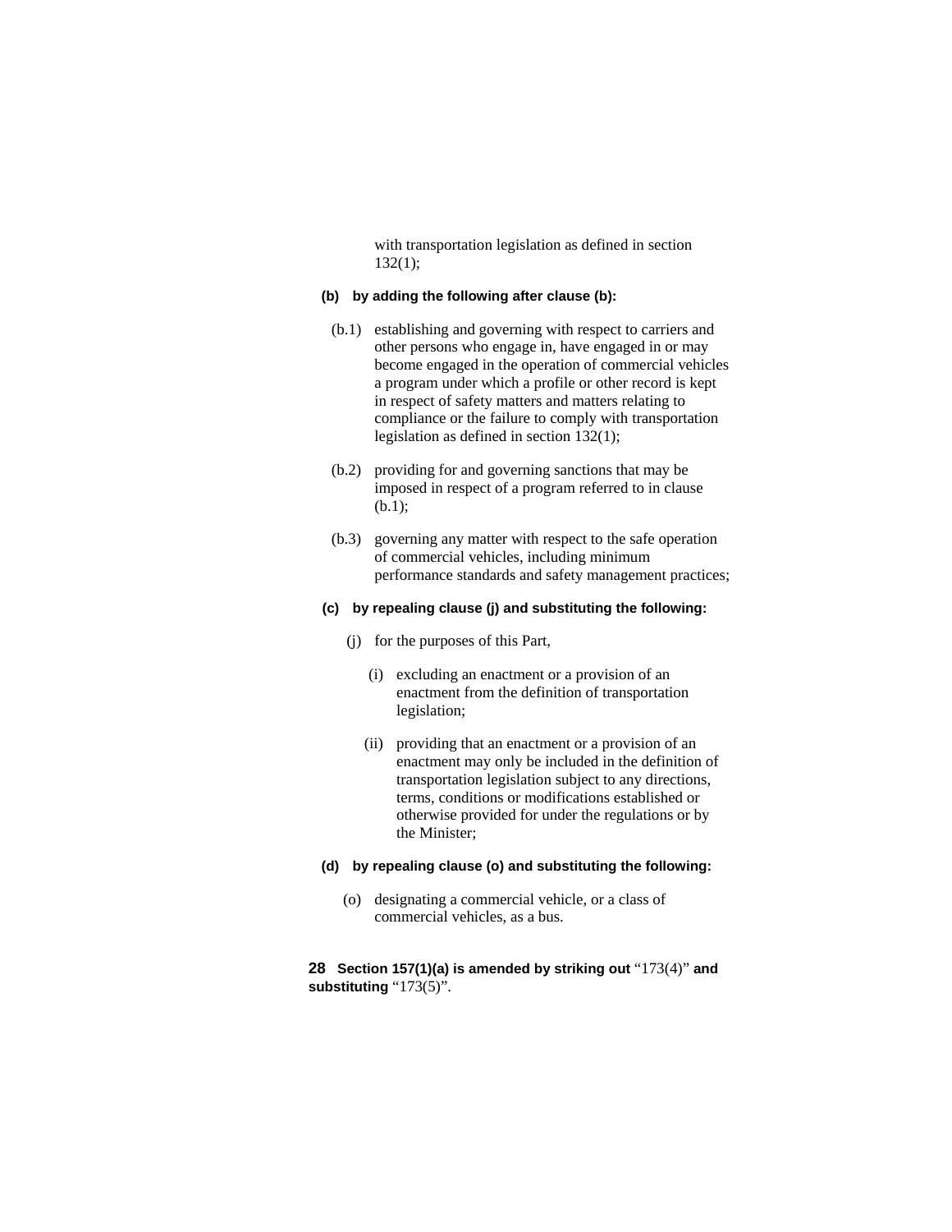with transportation legislation as defined in section 132(1);

**(b) by adding the following after clause (b):**

(b.1) establishing and governing with respect to carriers and other persons who engage in, have engaged in or may become engaged in the operation of commercial vehicles a program under which a profile or other record is kept in respect of safety matters and matters relating to compliance or the failure to comply with transportation legislation as defined in section 132(1);

(b.2) providing for and governing sanctions that may be imposed in respect of a program referred to in clause (b.1);

(b.3) governing any matter with respect to the safe operation of commercial vehicles, including minimum performance standards and safety management practices;

**(c) by repealing clause (j) and substituting the following:**

(j) for the purposes of this Part,

(i) excluding an enactment or a provision of an enactment from the definition of transportation legislation;

(ii) providing that an enactment or a provision of an enactment may only be included in the definition of transportation legislation subject to any directions, terms, conditions or modifications established or otherwise provided for under the regulations or by the Minister;

**(d) by repealing clause (o) and substituting the following:**

(o) designating a commercial vehicle, or a class of commercial vehicles, as a bus.

**28 Section 157(1)(a) is amended by striking out** “173(4)” **and substituting** “173(5)”.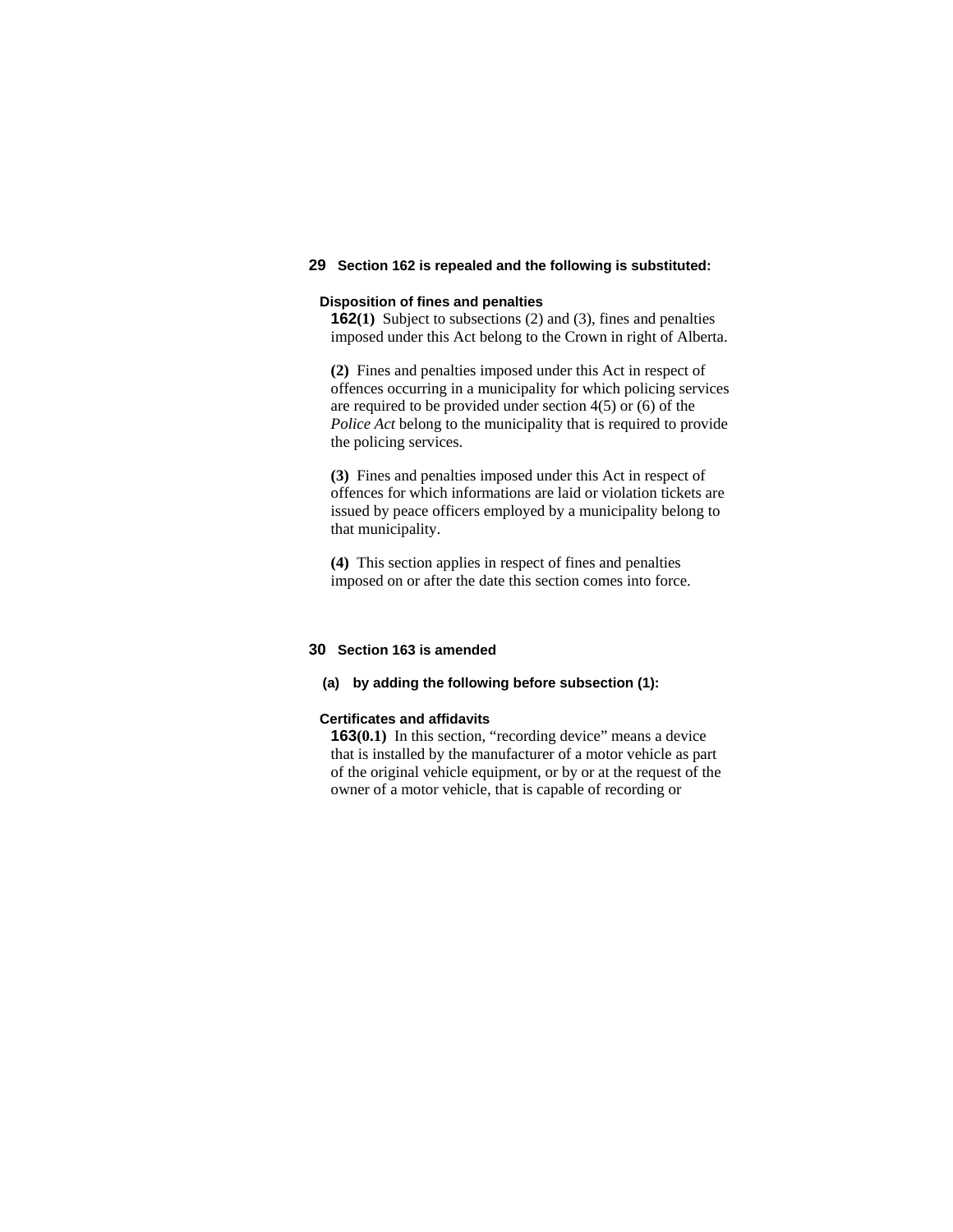**29 Section 162 is repealed and the following is substituted:**

**Disposition of fines and penalties**

**162(1)** Subject to subsections (2) and (3), fines and penalties imposed under this Act belong to the Crown in right of Alberta.

**(2)** Fines and penalties imposed under this Act in respect of offences occurring in a municipality for which policing services are required to be provided under section 4(5) or (6) of the *Police Act* belong to the municipality that is required to provide the policing services.

**(3)** Fines and penalties imposed under this Act in respect of offences for which informations are laid or violation tickets are issued by peace officers employed by a municipality belong to that municipality.

**(4)** This section applies in respect of fines and penalties imposed on or after the date this section comes into force.

**30 Section 163 is amended**

**(a) by adding the following before subsection (1):**

**Certificates and affidavits**

**163(0.1)** In this section, "recording device" means a device that is installed by the manufacturer of a motor vehicle as part of the original vehicle equipment, or by or at the request of the owner of a motor vehicle, that is capable of recording or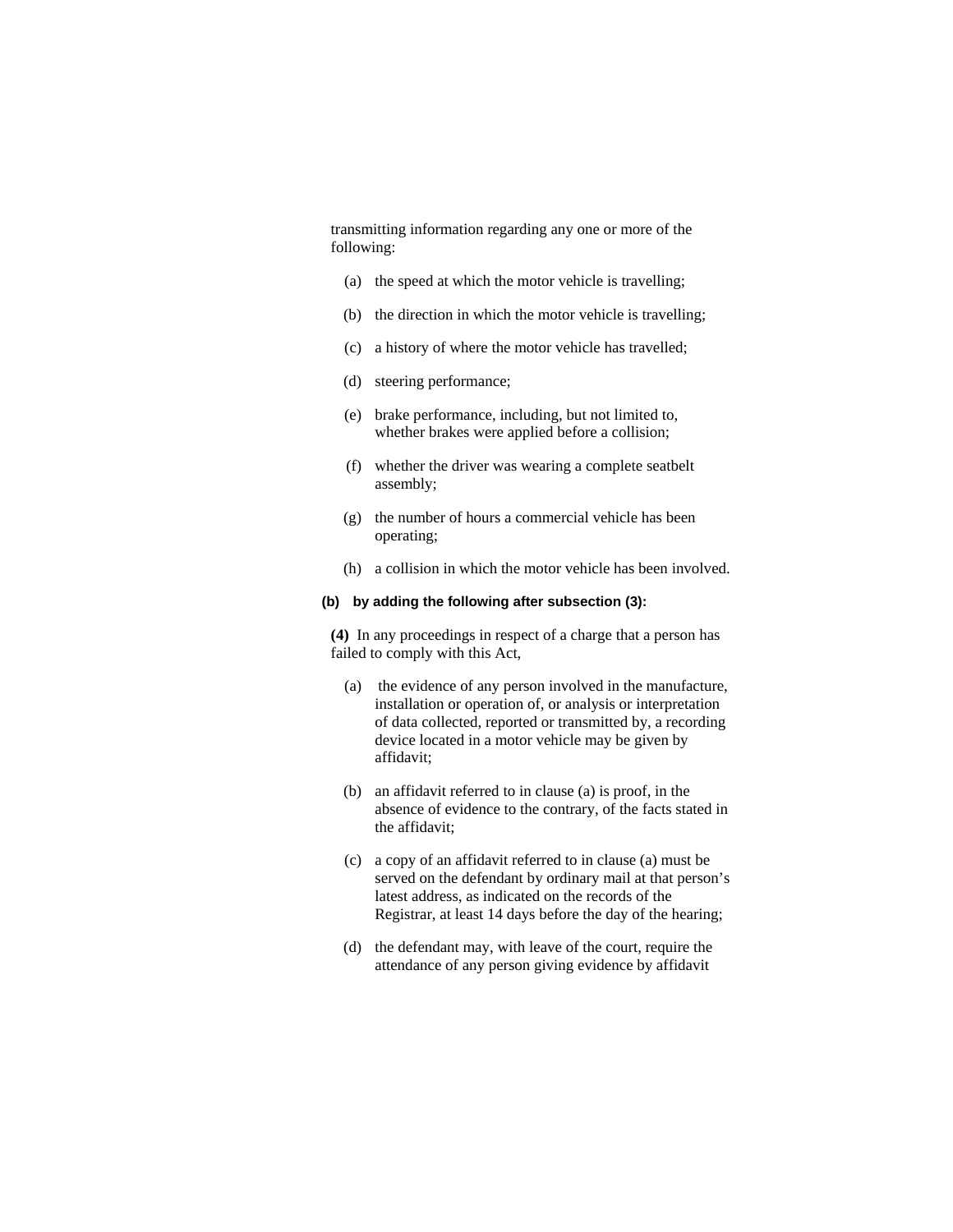transmitting information regarding any one or more of the following:

(a) the speed at which the motor vehicle is travelling;

(b) the direction in which the motor vehicle is travelling;

(c) a history of where the motor vehicle has travelled;

(d) steering performance;

(e) brake performance, including, but not limited to, whether brakes were applied before a collision;

(f) whether the driver was wearing a complete seatbelt assembly;

(g) the number of hours a commercial vehicle has been operating;

(h) a collision in which the motor vehicle has been involved.

**(b) by adding the following after subsection (3):**

**(4)** In any proceedings in respect of a charge that a person has failed to comply with this Act,

(a) the evidence of any person involved in the manufacture, installation or operation of, or analysis or interpretation of data collected, reported or transmitted by, a recording device located in a motor vehicle may be given by affidavit;

(b) an affidavit referred to in clause (a) is proof, in the absence of evidence to the contrary, of the facts stated in the affidavit;

(c) a copy of an affidavit referred to in clause (a) must be served on the defendant by ordinary mail at that person's latest address, as indicated on the records of the Registrar, at least 14 days before the day of the hearing;

(d) the defendant may, with leave of the court, require the attendance of any person giving evidence by affidavit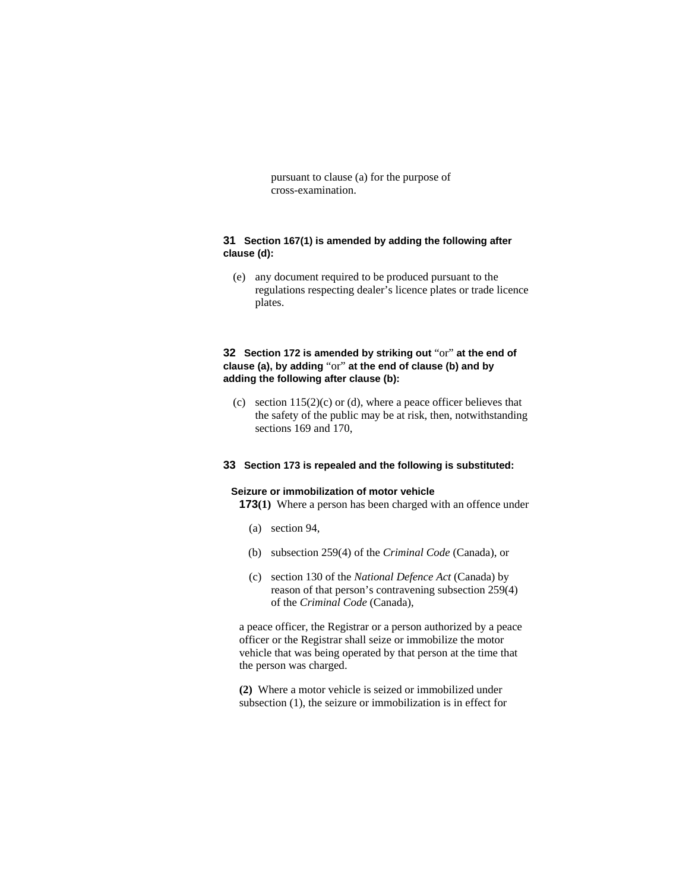pursuant to clause (a) for the purpose of cross-examination.

**31 Section 167(1) is amended by adding the following after clause (d):**

(e) any document required to be produced pursuant to the regulations respecting dealer's licence plates or trade licence plates.

**32 Section 172 is amended by striking out** "or" **at the end of clause (a), by adding** "or" **at the end of clause (b) and by adding the following after clause (b):**

(c) section 115(2)(c) or (d), where a peace officer believes that the safety of the public may be at risk, then, notwithstanding sections 169 and 170,

**33 Section 173 is repealed and the following is substituted:**

**Seizure or immobilization of motor vehicle**

**173(1)** Where a person has been charged with an offence under

(a) section 94,

(b) subsection 259(4) of the *Criminal Code* (Canada), or

(c) section 130 of the *National Defence Act* (Canada) by reason of that person's contravening subsection 259(4) of the *Criminal Code* (Canada),

a peace officer, the Registrar or a person authorized by a peace officer or the Registrar shall seize or immobilize the motor vehicle that was being operated by that person at the time that the person was charged.

**(2)** Where a motor vehicle is seized or immobilized under subsection (1), the seizure or immobilization is in effect for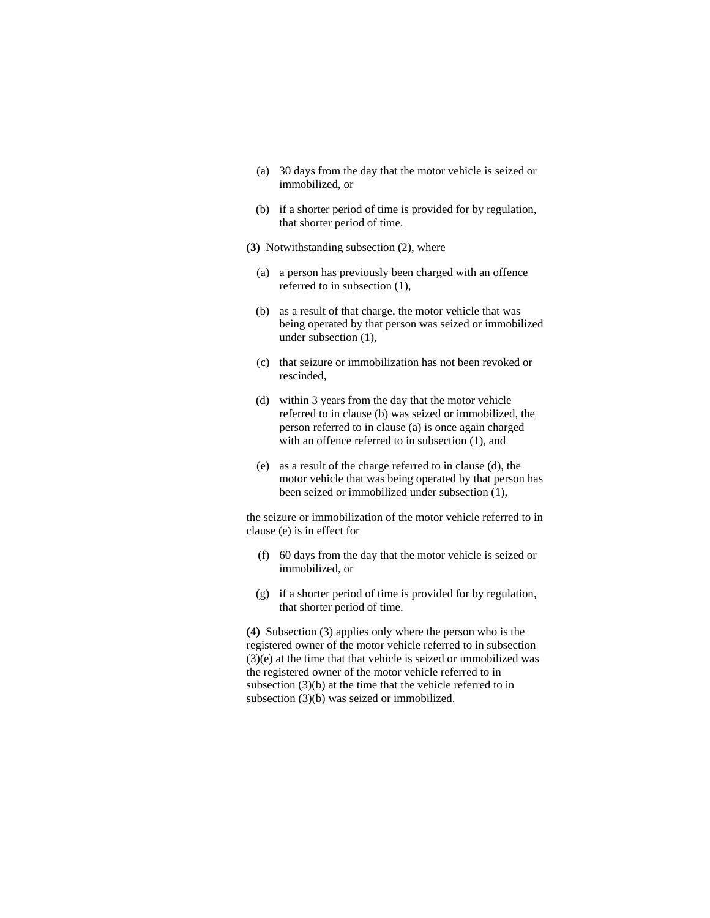(a) 30 days from the day that the motor vehicle is seized or immobilized, or

(b) if a shorter period of time is provided for by regulation, that shorter period of time.

**(3)** Notwithstanding subsection (2), where

(a) a person has previously been charged with an offence referred to in subsection (1),

(b) as a result of that charge, the motor vehicle that was being operated by that person was seized or immobilized under subsection (1),

(c) that seizure or immobilization has not been revoked or rescinded,

(d) within 3 years from the day that the motor vehicle referred to in clause (b) was seized or immobilized, the person referred to in clause (a) is once again charged with an offence referred to in subsection (1), and

(e) as a result of the charge referred to in clause (d), the motor vehicle that was being operated by that person has been seized or immobilized under subsection (1),

the seizure or immobilization of the motor vehicle referred to in clause (e) is in effect for

(f) 60 days from the day that the motor vehicle is seized or immobilized, or

(g) if a shorter period of time is provided for by regulation, that shorter period of time.

**(4)** Subsection (3) applies only where the person who is the registered owner of the motor vehicle referred to in subsection (3)(e) at the time that that vehicle is seized or immobilized was the registered owner of the motor vehicle referred to in subsection (3)(b) at the time that the vehicle referred to in subsection (3)(b) was seized or immobilized.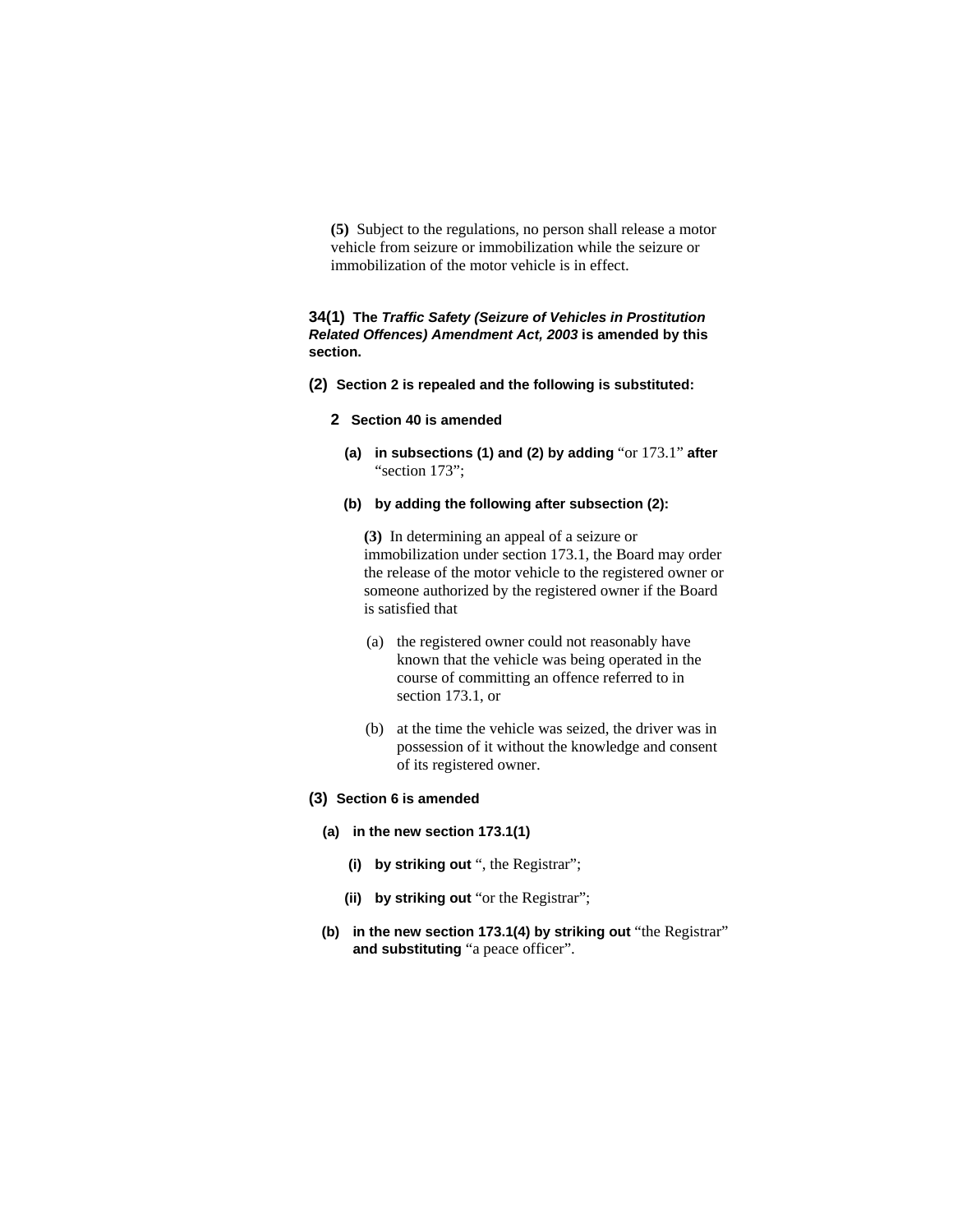**(5)** Subject to the regulations, no person shall release a motor vehicle from seizure or immobilization while the seizure or immobilization of the motor vehicle is in effect.

**34(1) The *Traffic Safety (Seizure of Vehicles in Prostitution Related Offences) Amendment Act, 2003* is amended by this section.**

**(2) Section 2 is repealed and the following is substituted:**

**2 Section 40 is amended**

**(a) in subsections (1) and (2) by adding** "or 173.1" **after** "section 173";

**(b) by adding the following after subsection (2):**

**(3)** In determining an appeal of a seizure or immobilization under section 173.1, the Board may order the release of the motor vehicle to the registered owner or someone authorized by the registered owner if the Board is satisfied that

(a) the registered owner could not reasonably have known that the vehicle was being operated in the course of committing an offence referred to in section 173.1, or

(b) at the time the vehicle was seized, the driver was in possession of it without the knowledge and consent of its registered owner.

**(3) Section 6 is amended**

**(a) in the new section 173.1(1)**

**(i) by striking out** ", the Registrar";

**(ii) by striking out** "or the Registrar";

**(b) in the new section 173.1(4) by striking out** "the Registrar" **and substituting** "a peace officer".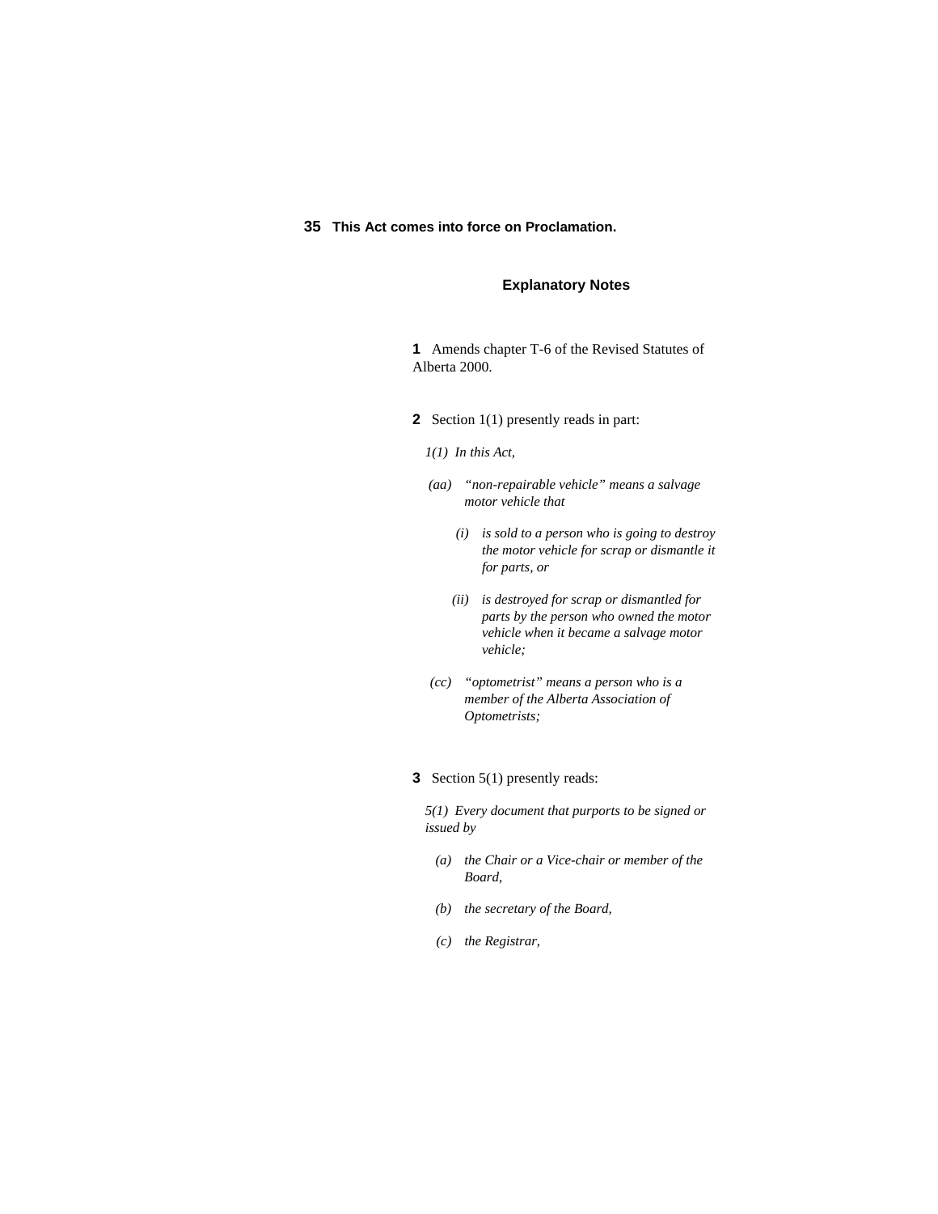**35 This Act comes into force on Proclamation.**

## Explanatory Notes

**1** Amends chapter T-6 of the Revised Statutes of Alberta 2000.

**2** Section 1(1) presently reads in part:

*1(1) In this Act,*

*(aa) "non-repairable vehicle" means a salvage motor vehicle that*

*(i) is sold to a person who is going to destroy the motor vehicle for scrap or dismantle it for parts, or*

*(ii) is destroyed for scrap or dismantled for parts by the person who owned the motor vehicle when it became a salvage motor vehicle;*

*(cc) "optometrist" means a person who is a member of the Alberta Association of Optometrists;*

**3** Section 5(1) presently reads:

*5(1) Every document that purports to be signed or issued by*

*(a) the Chair or a Vice-chair or member of the Board,*

*(b) the secretary of the Board,*

*(c) the Registrar,*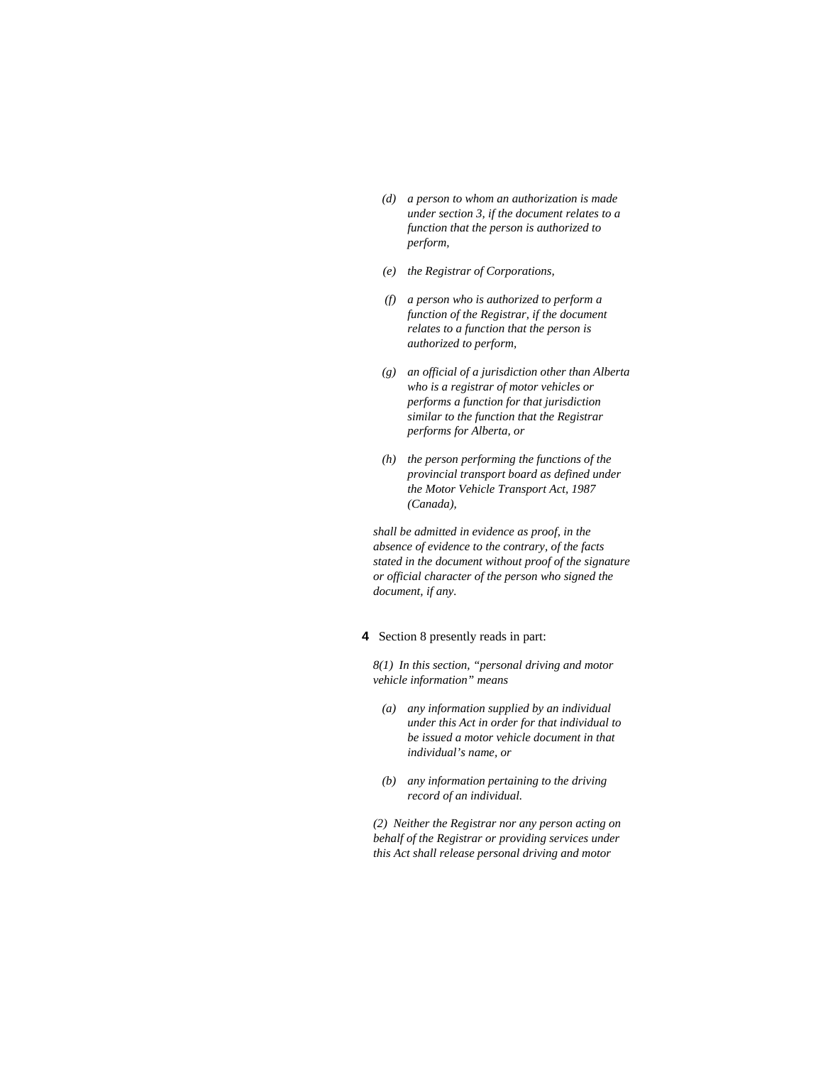*(d) a person to whom an authorization is made under section 3, if the document relates to a function that the person is authorized to perform,*

*(e) the Registrar of Corporations,*

*(f) a person who is authorized to perform a function of the Registrar, if the document relates to a function that the person is authorized to perform,*

*(g) an official of a jurisdiction other than Alberta who is a registrar of motor vehicles or performs a function for that jurisdiction similar to the function that the Registrar performs for Alberta, or*

*(h) the person performing the functions of the provincial transport board as defined under the Motor Vehicle Transport Act, 1987 (Canada),*

*shall be admitted in evidence as proof, in the absence of evidence to the contrary, of the facts stated in the document without proof of the signature or official character of the person who signed the document, if any.*

**4** Section 8 presently reads in part:

*8(1) In this section, "personal driving and motor vehicle information" means*

*(a) any information supplied by an individual under this Act in order for that individual to be issued a motor vehicle document in that individual's name, or*

*(b) any information pertaining to the driving record of an individual.*

*(2) Neither the Registrar nor any person acting on behalf of the Registrar or providing services under this Act shall release personal driving and motor*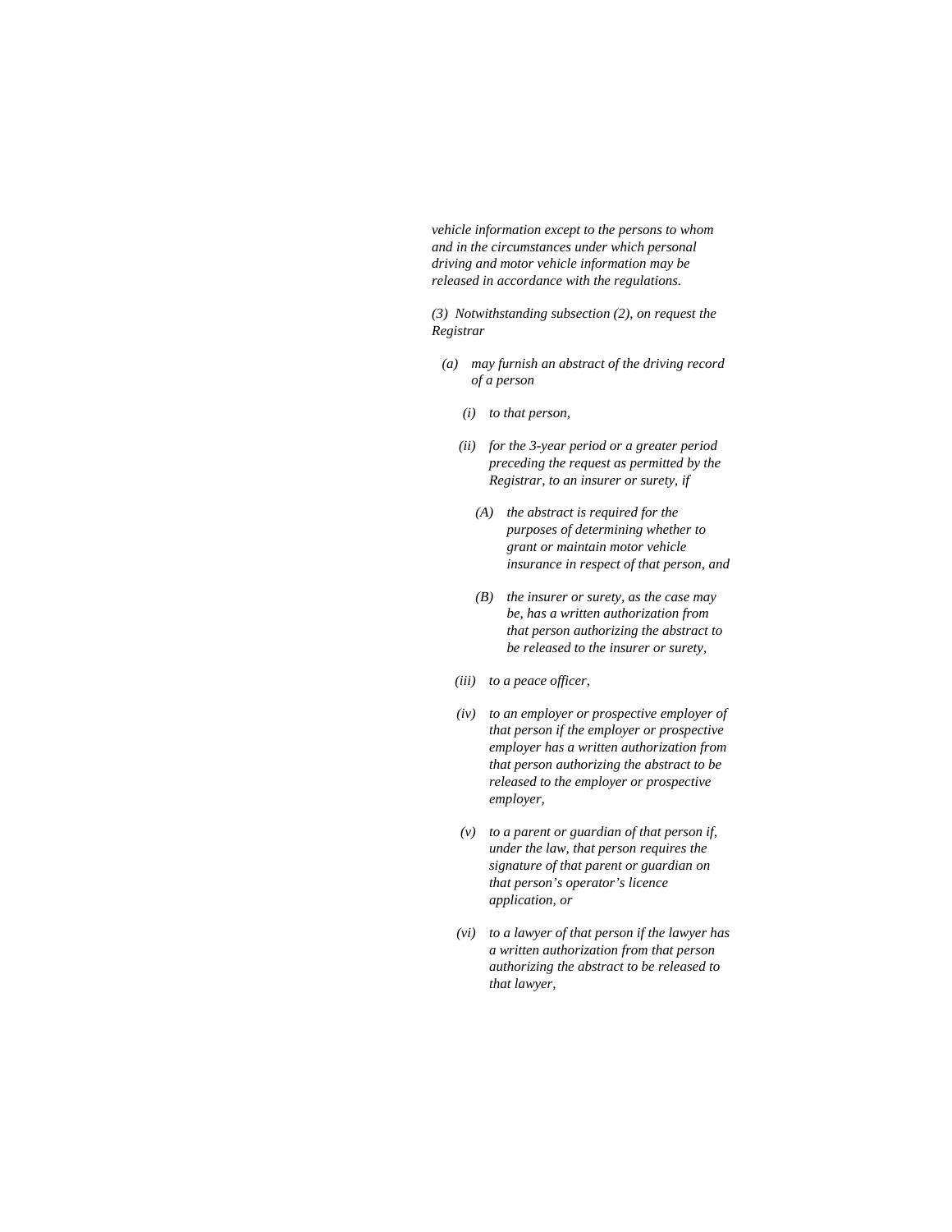*vehicle information except to the persons to whom and in the circumstances under which personal driving and motor vehicle information may be released in accordance with the regulations.*

*(3) Notwithstanding subsection (2), on request the Registrar*

*(a) may furnish an abstract of the driving record of a person*

*(i) to that person,*

*(ii) for the 3-year period or a greater period preceding the request as permitted by the Registrar, to an insurer or surety, if*

*(A) the abstract is required for the purposes of determining whether to grant or maintain motor vehicle insurance in respect of that person, and*

*(B) the insurer or surety, as the case may be, has a written authorization from that person authorizing the abstract to be released to the insurer or surety,*

*(iii) to a peace officer,*

*(iv) to an employer or prospective employer of that person if the employer or prospective employer has a written authorization from that person authorizing the abstract to be released to the employer or prospective employer,*

*(v) to a parent or guardian of that person if, under the law, that person requires the signature of that parent or guardian on that person's operator's licence application, or*

*(vi) to a lawyer of that person if the lawyer has a written authorization from that person authorizing the abstract to be released to that lawyer,*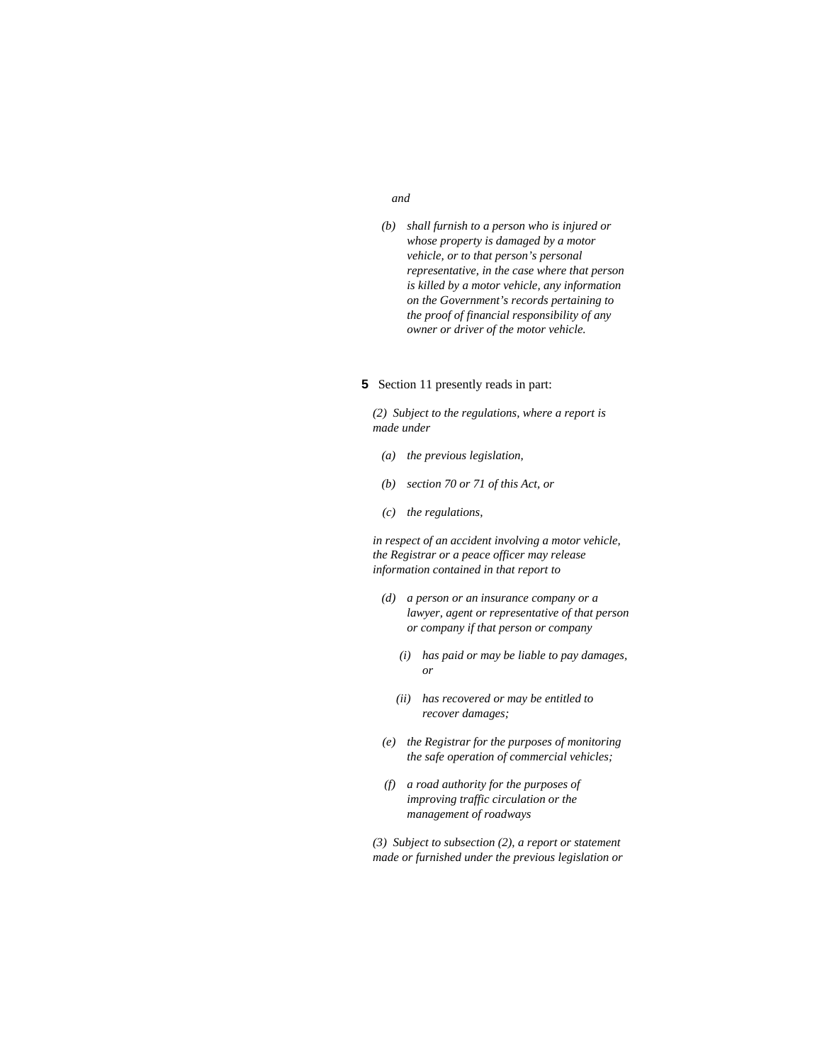*and*

*(b) shall furnish to a person who is injured or whose property is damaged by a motor vehicle, or to that person's personal representative, in the case where that person is killed by a motor vehicle, any information on the Government's records pertaining to the proof of financial responsibility of any owner or driver of the motor vehicle.*

**5** Section 11 presently reads in part:

*(2) Subject to the regulations, where a report is made under*

*(a) the previous legislation,*

*(b) section 70 or 71 of this Act, or*

*(c) the regulations,*

*in respect of an accident involving a motor vehicle, the Registrar or a peace officer may release information contained in that report to*

*(d) a person or an insurance company or a lawyer, agent or representative of that person or company if that person or company*

*(i) has paid or may be liable to pay damages, or*

*(ii) has recovered or may be entitled to recover damages;*

*(e) the Registrar for the purposes of monitoring the safe operation of commercial vehicles;*

*(f) a road authority for the purposes of improving traffic circulation or the management of roadways*

*(3) Subject to subsection (2), a report or statement made or furnished under the previous legislation or*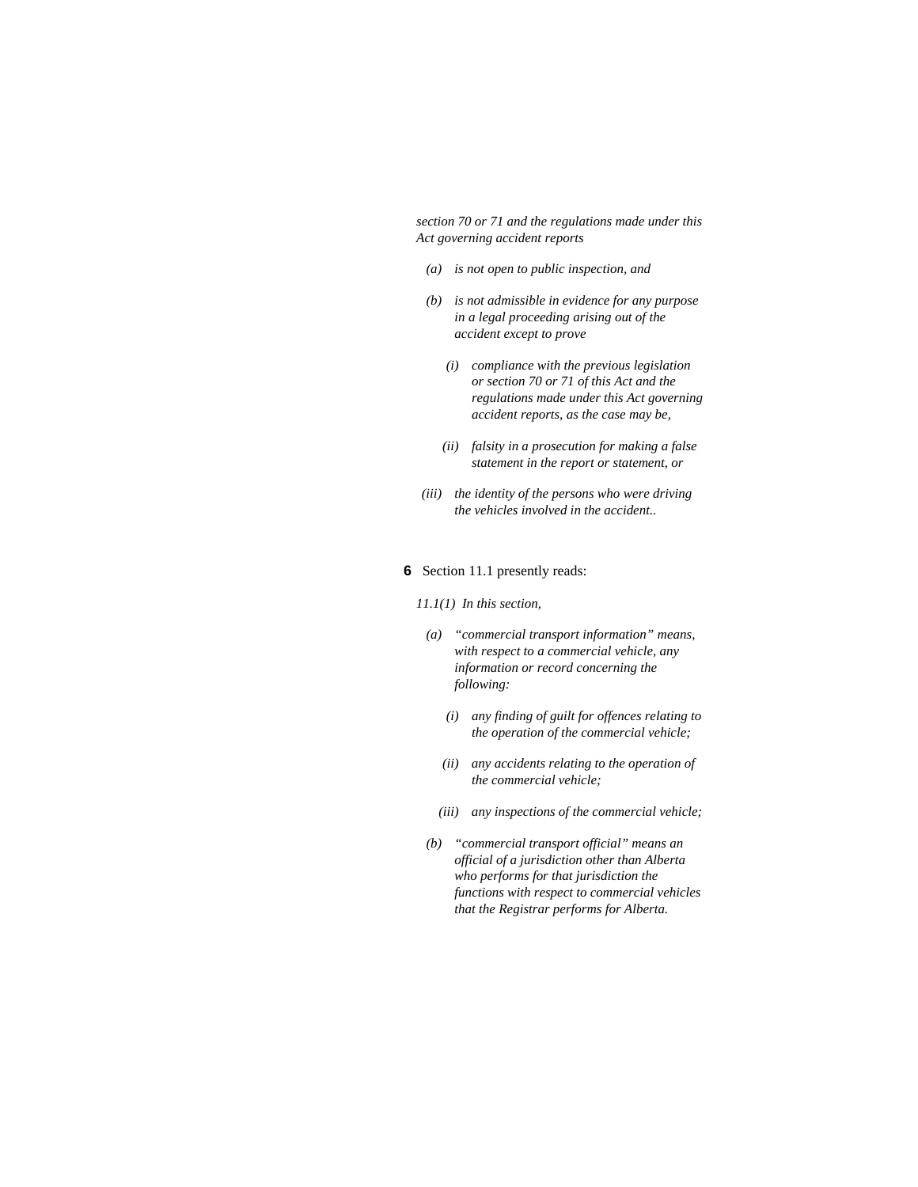*section 70 or 71 and the regulations made under this Act governing accident reports*

*(a) is not open to public inspection, and*

*(b) is not admissible in evidence for any purpose in a legal proceeding arising out of the accident except to prove*

*(i) compliance with the previous legislation or section 70 or 71 of this Act and the regulations made under this Act governing accident reports, as the case may be,*

*(ii) falsity in a prosecution for making a false statement in the report or statement, or*

*(iii) the identity of the persons who were driving the vehicles involved in the accident..*

**6** Section 11.1 presently reads:

*11.1(1) In this section,*

*(a) "commercial transport information" means, with respect to a commercial vehicle, any information or record concerning the following:*

*(i) any finding of guilt for offences relating to the operation of the commercial vehicle;*

*(ii) any accidents relating to the operation of the commercial vehicle;*

*(iii) any inspections of the commercial vehicle;*

*(b) "commercial transport official" means an official of a jurisdiction other than Alberta who performs for that jurisdiction the functions with respect to commercial vehicles that the Registrar performs for Alberta.*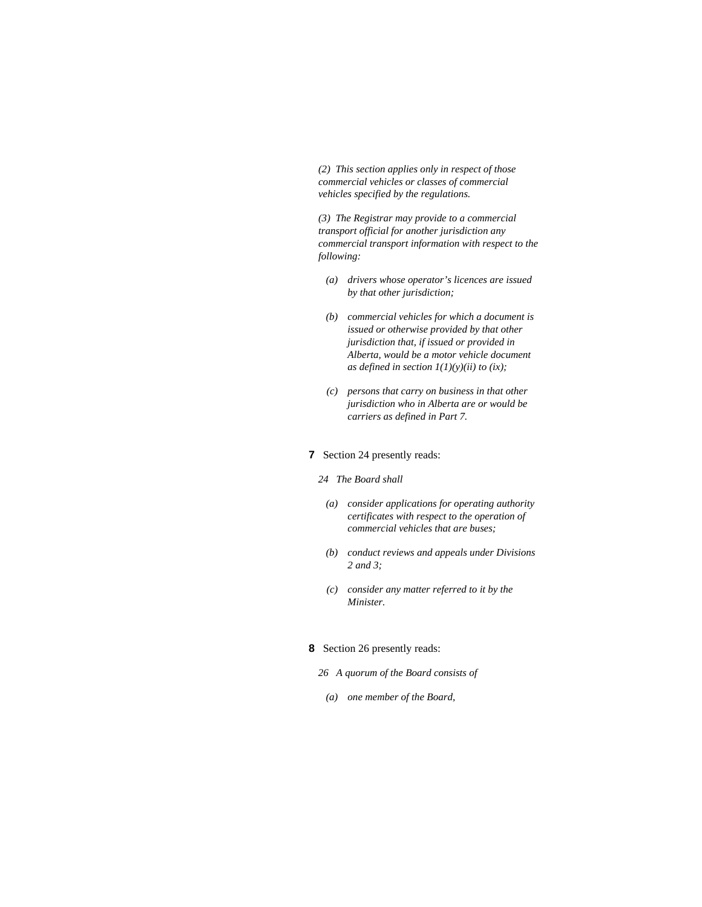*(2) This section applies only in respect of those commercial vehicles or classes of commercial vehicles specified by the regulations.*

*(3) The Registrar may provide to a commercial transport official for another jurisdiction any commercial transport information with respect to the following:*

- *(a) drivers whose operator's licences are issued by that other jurisdiction;*
- *(b) commercial vehicles for which a document is issued or otherwise provided by that other jurisdiction that, if issued or provided in Alberta, would be a motor vehicle document as defined in section 1(1)(y)(ii) to (ix);*
- *(c) persons that carry on business in that other jurisdiction who in Alberta are or would be carriers as defined in Part 7.*

**7** Section 24 presently reads:

*24 The Board shall*

- *(a) consider applications for operating authority certificates with respect to the operation of commercial vehicles that are buses;*
- *(b) conduct reviews and appeals under Divisions 2 and 3;*
- *(c) consider any matter referred to it by the Minister.*

**8** Section 26 presently reads:

*26 A quorum of the Board consists of*

- *(a) one member of the Board,*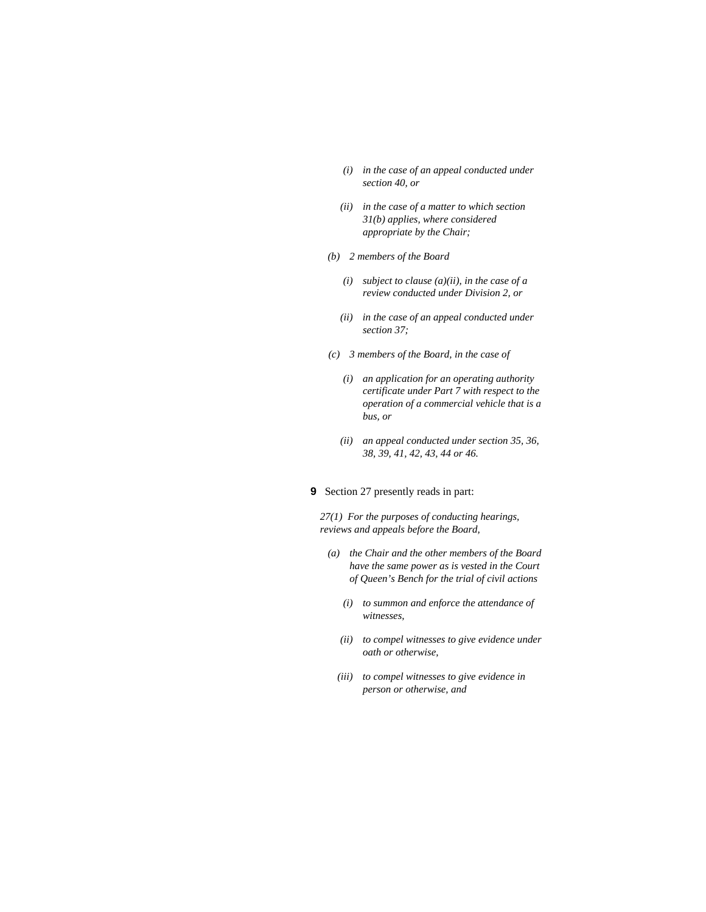*(i) in the case of an appeal conducted under section 40, or*

*(ii) in the case of a matter to which section 31(b) applies, where considered appropriate by the Chair;*

*(b) 2 members of the Board*

*(i) subject to clause (a)(ii), in the case of a review conducted under Division 2, or*

*(ii) in the case of an appeal conducted under section 37;*

*(c) 3 members of the Board, in the case of*

*(i) an application for an operating authority certificate under Part 7 with respect to the operation of a commercial vehicle that is a bus, or*

*(ii) an appeal conducted under section 35, 36, 38, 39, 41, 42, 43, 44 or 46.*

**9** Section 27 presently reads in part:

*27(1) For the purposes of conducting hearings, reviews and appeals before the Board,*

*(a) the Chair and the other members of the Board have the same power as is vested in the Court of Queen's Bench for the trial of civil actions*

*(i) to summon and enforce the attendance of witnesses,*

*(ii) to compel witnesses to give evidence under oath or otherwise,*

*(iii) to compel witnesses to give evidence in person or otherwise, and*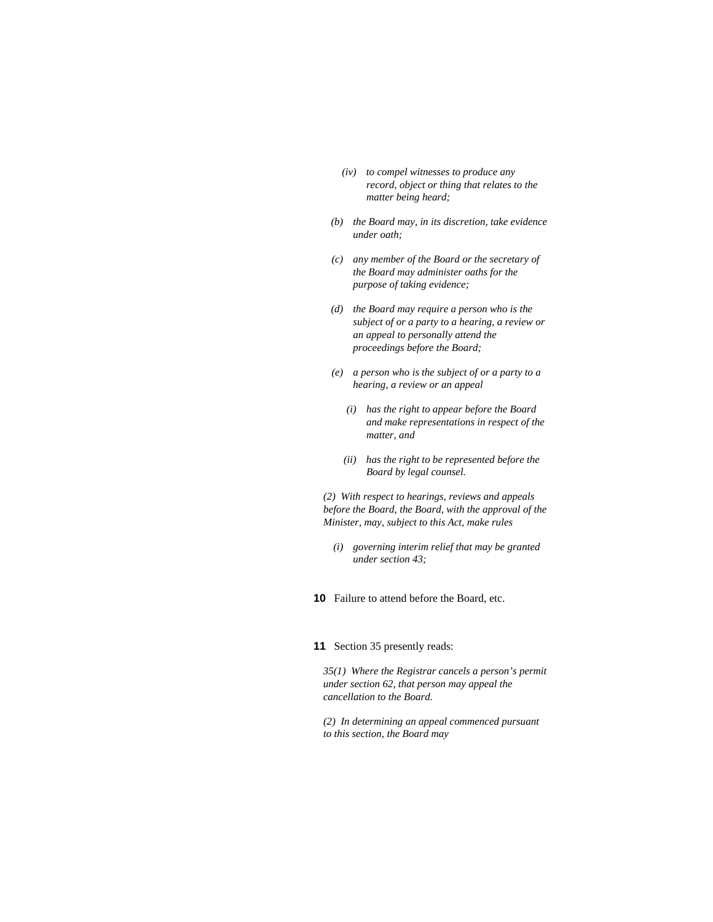*(iv) to compel witnesses to produce any record, object or thing that relates to the matter being heard;*

*(b) the Board may, in its discretion, take evidence under oath;*

*(c) any member of the Board or the secretary of the Board may administer oaths for the purpose of taking evidence;*

*(d) the Board may require a person who is the subject of or a party to a hearing, a review or an appeal to personally attend the proceedings before the Board;*

*(e) a person who is the subject of or a party to a hearing, a review or an appeal*

*(i) has the right to appear before the Board and make representations in respect of the matter, and*

*(ii) has the right to be represented before the Board by legal counsel.*

*(2) With respect to hearings, reviews and appeals before the Board, the Board, with the approval of the Minister, may, subject to this Act, make rules*

*(i) governing interim relief that may be granted under section 43;*

**10** Failure to attend before the Board, etc.

**11** Section 35 presently reads:

*35(1) Where the Registrar cancels a person's permit under section 62, that person may appeal the cancellation to the Board.*

*(2) In determining an appeal commenced pursuant to this section, the Board may*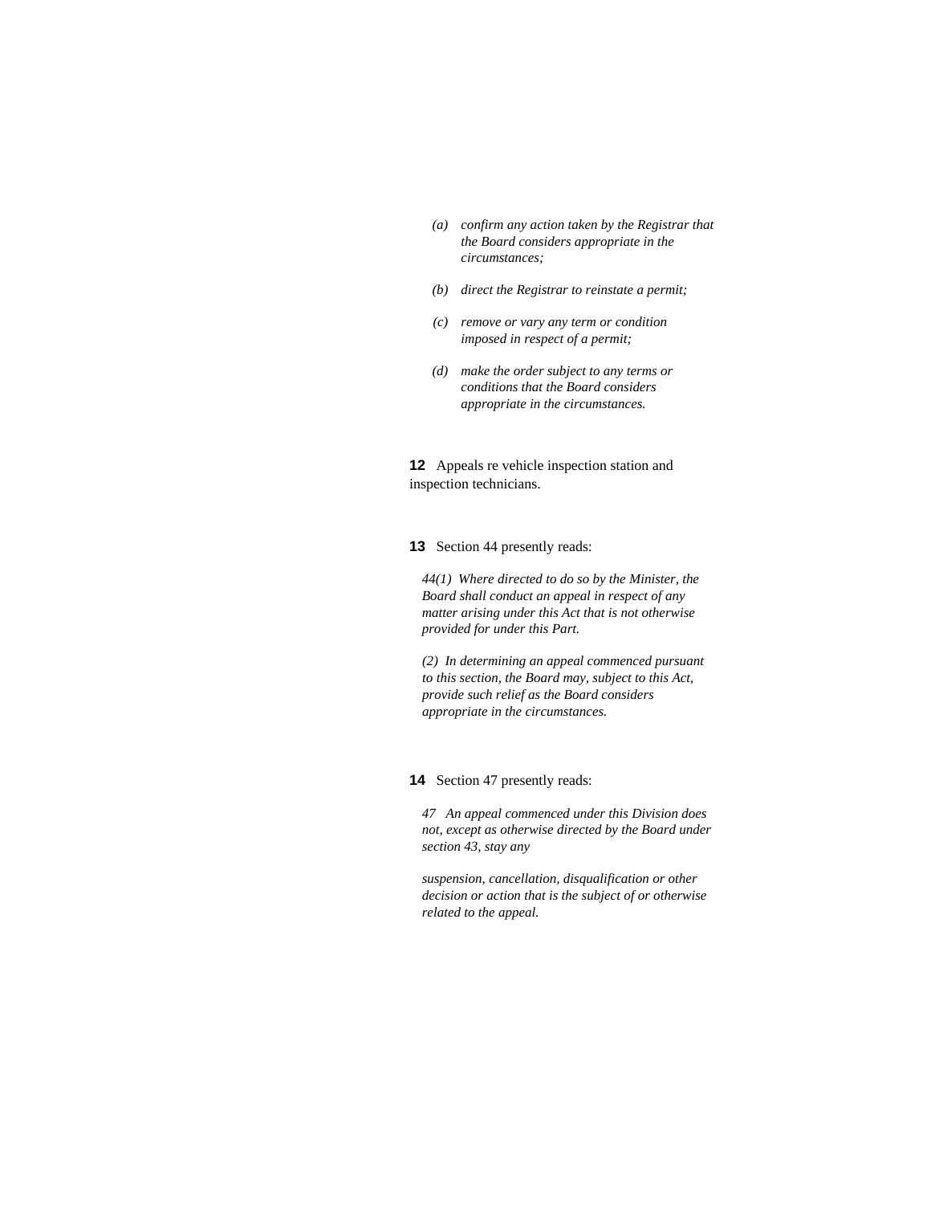*(a) confirm any action taken by the Registrar that the Board considers appropriate in the circumstances;*

*(b) direct the Registrar to reinstate a permit;*

*(c) remove or vary any term or condition imposed in respect of a permit;*

*(d) make the order subject to any terms or conditions that the Board considers appropriate in the circumstances.*

**12** Appeals re vehicle inspection station and inspection technicians.

**13** Section 44 presently reads:

*44(1) Where directed to do so by the Minister, the Board shall conduct an appeal in respect of any matter arising under this Act that is not otherwise provided for under this Part.*

*(2) In determining an appeal commenced pursuant to this section, the Board may, subject to this Act, provide such relief as the Board considers appropriate in the circumstances.*

**14** Section 47 presently reads:

*47 An appeal commenced under this Division does not, except as otherwise directed by the Board under section 43, stay any*

*suspension, cancellation, disqualification or other decision or action that is the subject of or otherwise related to the appeal.*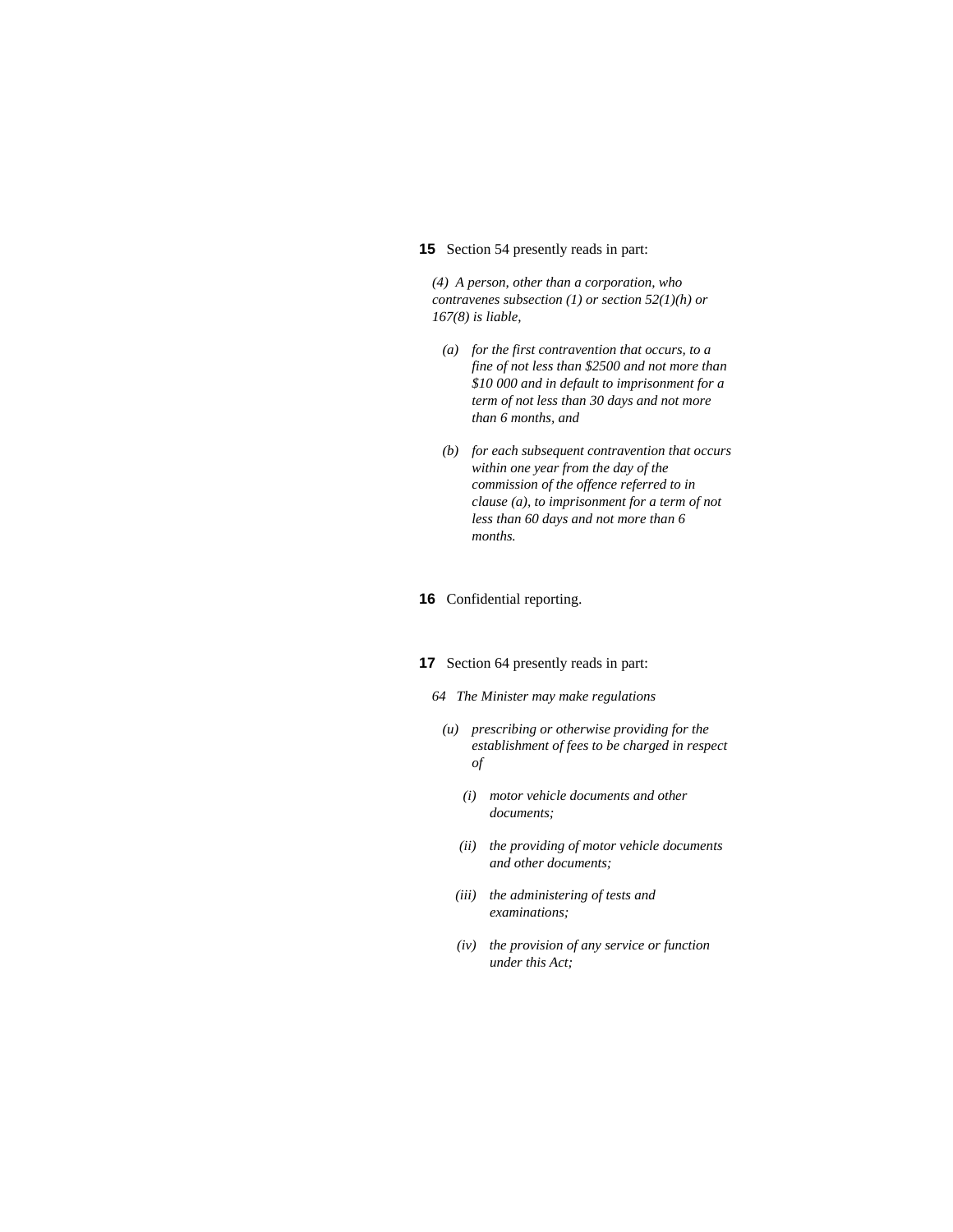**15** Section 54 presently reads in part:

*(4) A person, other than a corporation, who contravenes subsection (1) or section 52(1)(h) or 167(8) is liable,*

*(a) for the first contravention that occurs, to a fine of not less than $2500 and not more than $10 000 and in default to imprisonment for a term of not less than 30 days and not more than 6 months, and*

*(b) for each subsequent contravention that occurs within one year from the day of the commission of the offence referred to in clause (a), to imprisonment for a term of not less than 60 days and not more than 6 months.*

**16** Confidential reporting.

**17** Section 64 presently reads in part:

*64 The Minister may make regulations*

*(u) prescribing or otherwise providing for the establishment of fees to be charged in respect of*

*(i) motor vehicle documents and other documents;*

*(ii) the providing of motor vehicle documents and other documents;*

*(iii) the administering of tests and examinations;*

*(iv) the provision of any service or function under this Act;*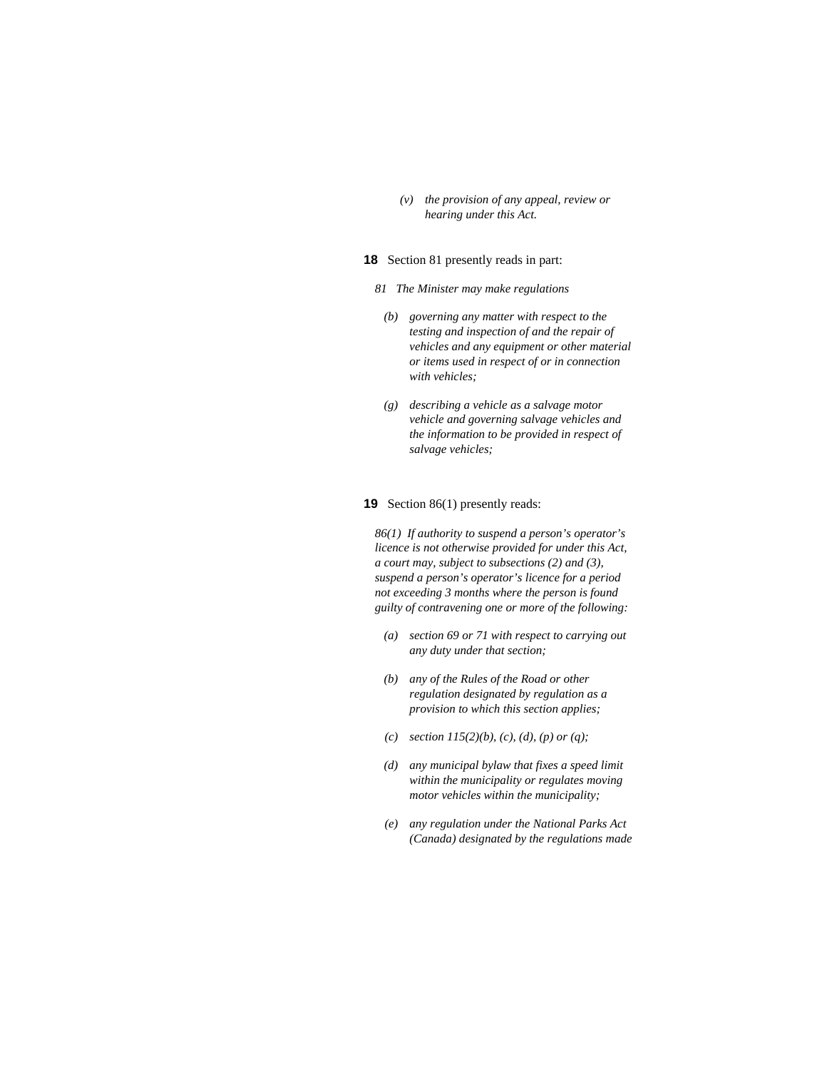*(v) the provision of any appeal, review or hearing under this Act.*

**18** Section 81 presently reads in part:

*81 The Minister may make regulations*

*(b) governing any matter with respect to the testing and inspection of and the repair of vehicles and any equipment or other material or items used in respect of or in connection with vehicles;*

*(g) describing a vehicle as a salvage motor vehicle and governing salvage vehicles and the information to be provided in respect of salvage vehicles;*

**19** Section 86(1) presently reads:

*86(1) If authority to suspend a person's operator's licence is not otherwise provided for under this Act, a court may, subject to subsections (2) and (3), suspend a person's operator's licence for a period not exceeding 3 months where the person is found guilty of contravening one or more of the following:*

*(a) section 69 or 71 with respect to carrying out any duty under that section;*

*(b) any of the Rules of the Road or other regulation designated by regulation as a provision to which this section applies;*

*(c) section 115(2)(b), (c), (d), (p) or (q);*

*(d) any municipal bylaw that fixes a speed limit within the municipality or regulates moving motor vehicles within the municipality;*

*(e) any regulation under the National Parks Act (Canada) designated by the regulations made*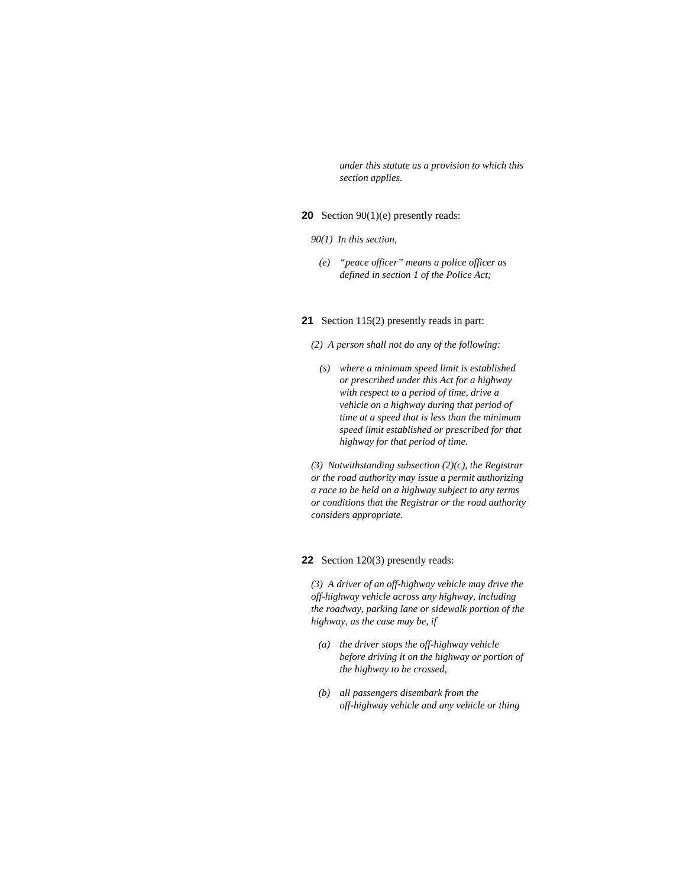*under this statute as a provision to which this section applies.*

**20** Section 90(1)(e) presently reads:

*90(1) In this section,*

*(e) "peace officer" means a police officer as defined in section 1 of the Police Act;*

**21** Section 115(2) presently reads in part:

*(2) A person shall not do any of the following:*

*(s) where a minimum speed limit is established or prescribed under this Act for a highway with respect to a period of time, drive a vehicle on a highway during that period of time at a speed that is less than the minimum speed limit established or prescribed for that highway for that period of time.*

*(3) Notwithstanding subsection (2)(c), the Registrar or the road authority may issue a permit authorizing a race to be held on a highway subject to any terms or conditions that the Registrar or the road authority considers appropriate.*

**22** Section 120(3) presently reads:

*(3) A driver of an off-highway vehicle may drive the off-highway vehicle across any highway, including the roadway, parking lane or sidewalk portion of the highway, as the case may be, if*

*(a) the driver stops the off-highway vehicle before driving it on the highway or portion of the highway to be crossed,*

*(b) all passengers disembark from the off-highway vehicle and any vehicle or thing*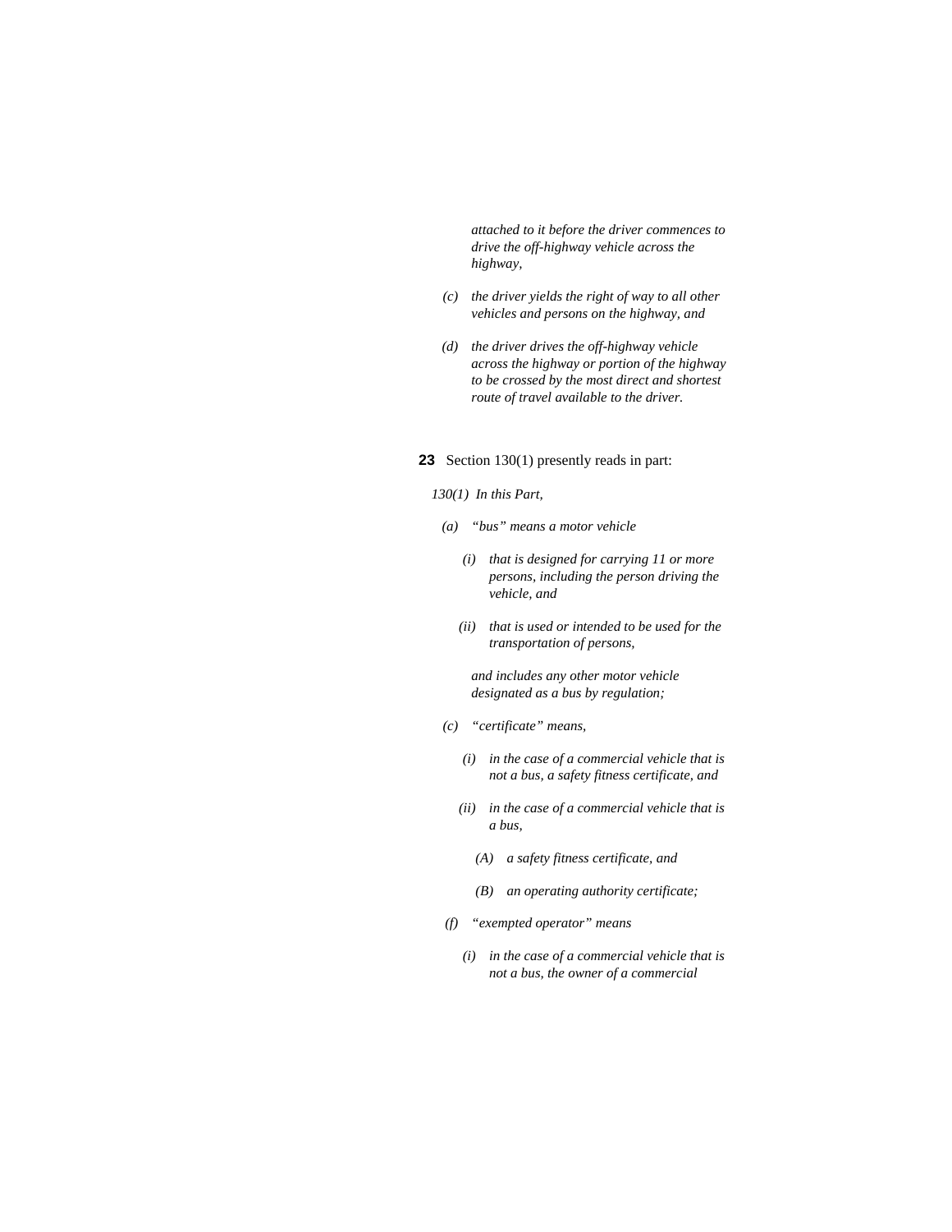*attached to it before the driver commences to drive the off-highway vehicle across the highway,*

*(c) the driver yields the right of way to all other vehicles and persons on the highway, and*

*(d) the driver drives the off-highway vehicle across the highway or portion of the highway to be crossed by the most direct and shortest route of travel available to the driver.*

**23** Section 130(1) presently reads in part:

*130(1) In this Part,*

*(a) "bus" means a motor vehicle*

*(i) that is designed for carrying 11 or more persons, including the person driving the vehicle, and*

*(ii) that is used or intended to be used for the transportation of persons,*

*and includes any other motor vehicle designated as a bus by regulation;*

*(c) "certificate" means,*

*(i) in the case of a commercial vehicle that is not a bus, a safety fitness certificate, and*

*(ii) in the case of a commercial vehicle that is a bus,*

*(A) a safety fitness certificate, and*

*(B) an operating authority certificate;*

*(f) "exempted operator" means*

*(i) in the case of a commercial vehicle that is not a bus, the owner of a commercial*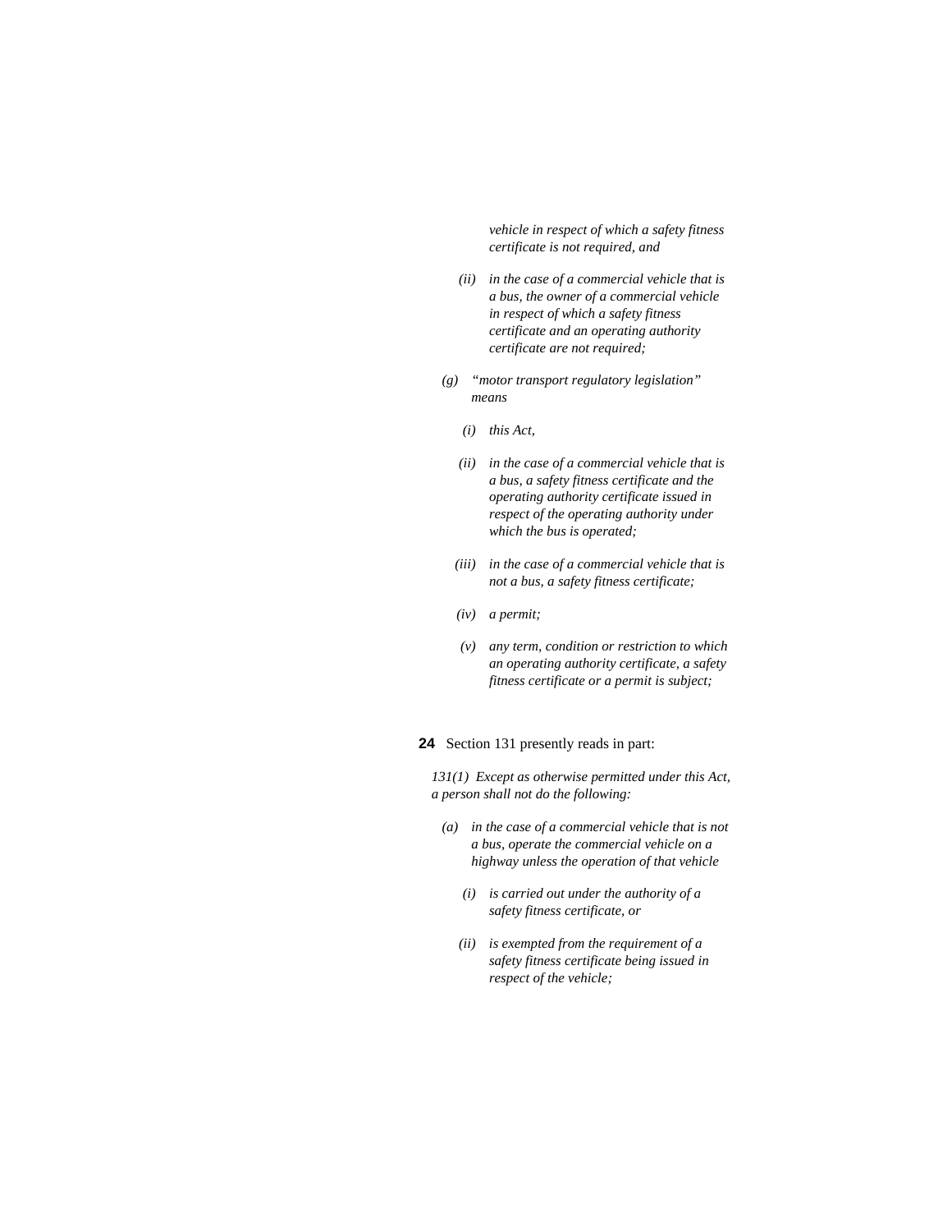*vehicle in respect of which a safety fitness certificate is not required, and*

*(ii) in the case of a commercial vehicle that is a bus, the owner of a commercial vehicle in respect of which a safety fitness certificate and an operating authority certificate are not required;*

*(g) "motor transport regulatory legislation" means*

*(i) this Act,*

*(ii) in the case of a commercial vehicle that is a bus, a safety fitness certificate and the operating authority certificate issued in respect of the operating authority under which the bus is operated;*

*(iii) in the case of a commercial vehicle that is not a bus, a safety fitness certificate;*

*(iv) a permit;*

*(v) any term, condition or restriction to which an operating authority certificate, a safety fitness certificate or a permit is subject;*

**24** Section 131 presently reads in part:

*131(1) Except as otherwise permitted under this Act, a person shall not do the following:*

*(a) in the case of a commercial vehicle that is not a bus, operate the commercial vehicle on a highway unless the operation of that vehicle*

*(i) is carried out under the authority of a safety fitness certificate, or*

*(ii) is exempted from the requirement of a safety fitness certificate being issued in respect of the vehicle;*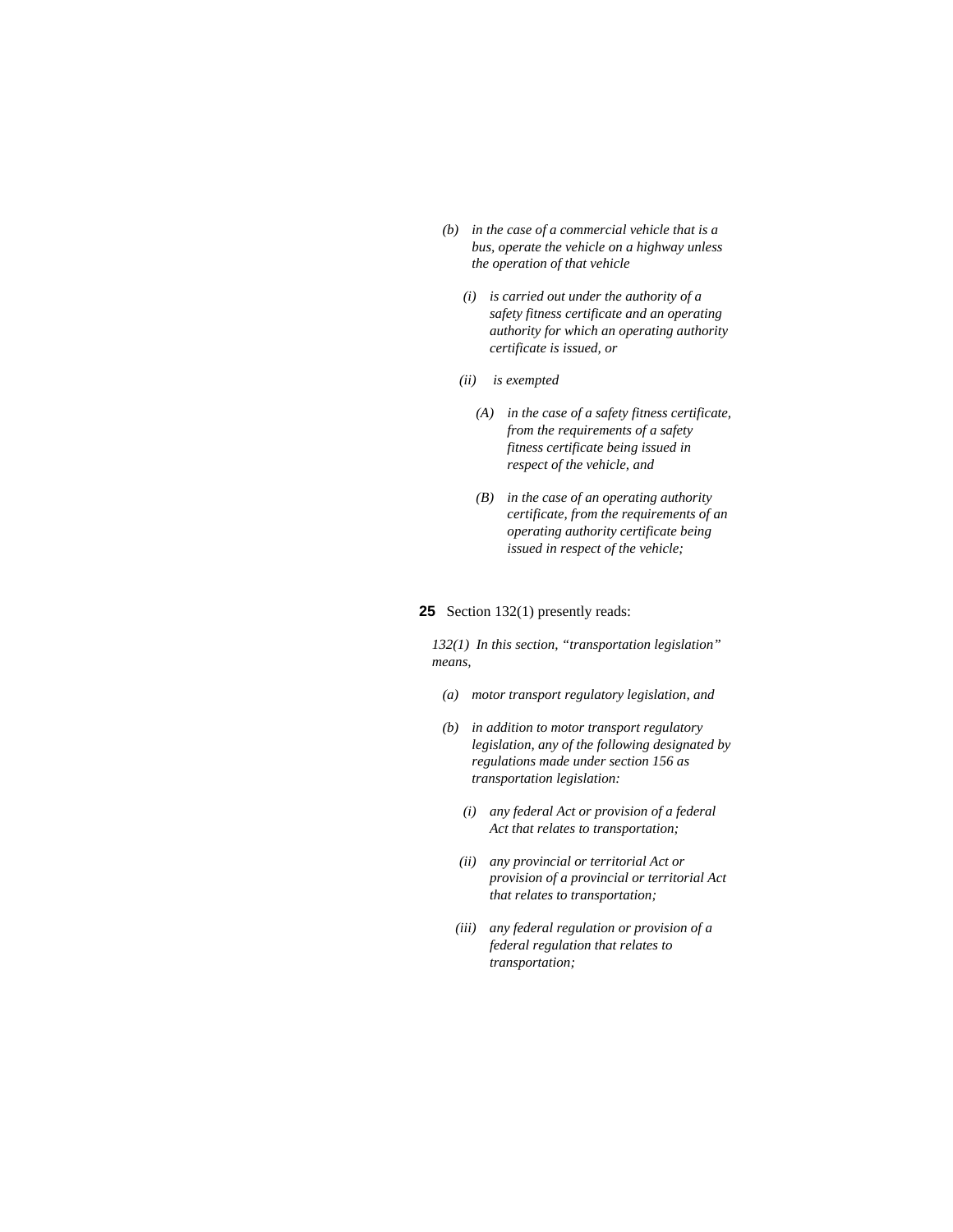*(b) in the case of a commercial vehicle that is a bus, operate the vehicle on a highway unless the operation of that vehicle*

*(i) is carried out under the authority of a safety fitness certificate and an operating authority for which an operating authority certificate is issued, or*

*(ii) is exempted*

*(A) in the case of a safety fitness certificate, from the requirements of a safety fitness certificate being issued in respect of the vehicle, and*

*(B) in the case of an operating authority certificate, from the requirements of an operating authority certificate being issued in respect of the vehicle;*

**25** Section 132(1) presently reads:

*132(1) In this section, "transportation legislation" means,*

*(a) motor transport regulatory legislation, and*

*(b) in addition to motor transport regulatory legislation, any of the following designated by regulations made under section 156 as transportation legislation:*

*(i) any federal Act or provision of a federal Act that relates to transportation;*

*(ii) any provincial or territorial Act or provision of a provincial or territorial Act that relates to transportation;*

*(iii) any federal regulation or provision of a federal regulation that relates to transportation;*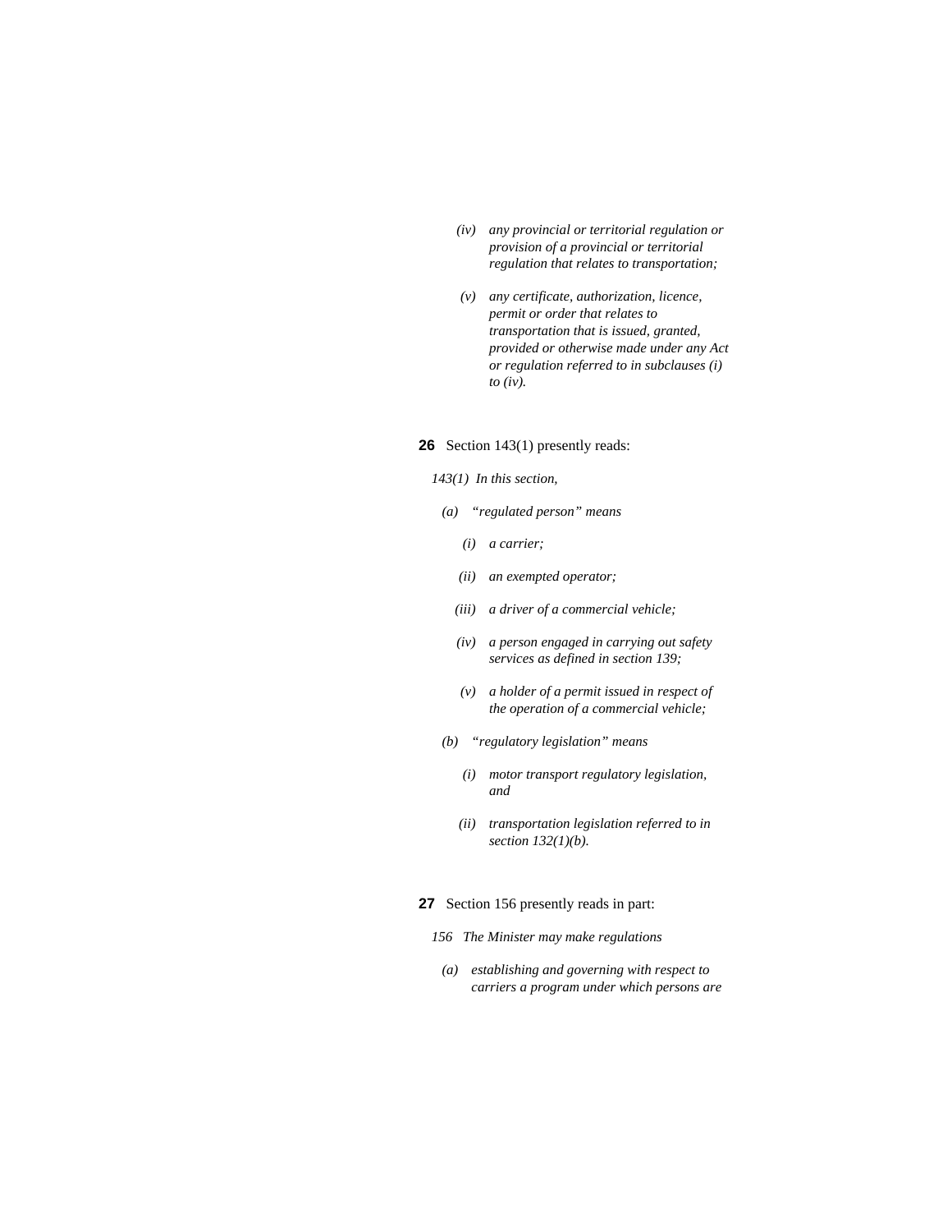*(iv) any provincial or territorial regulation or provision of a provincial or territorial regulation that relates to transportation;*

*(v) any certificate, authorization, licence, permit or order that relates to transportation that is issued, granted, provided or otherwise made under any Act or regulation referred to in subclauses (i) to (iv).*

**26** Section 143(1) presently reads:

*143(1) In this section,*

*(a) "regulated person" means*

*(i) a carrier;*

*(ii) an exempted operator;*

*(iii) a driver of a commercial vehicle;*

*(iv) a person engaged in carrying out safety services as defined in section 139;*

*(v) a holder of a permit issued in respect of the operation of a commercial vehicle;*

*(b) "regulatory legislation" means*

*(i) motor transport regulatory legislation, and*

*(ii) transportation legislation referred to in section 132(1)(b).*

**27** Section 156 presently reads in part:

*156 The Minister may make regulations*

*(a) establishing and governing with respect to carriers a program under which persons are*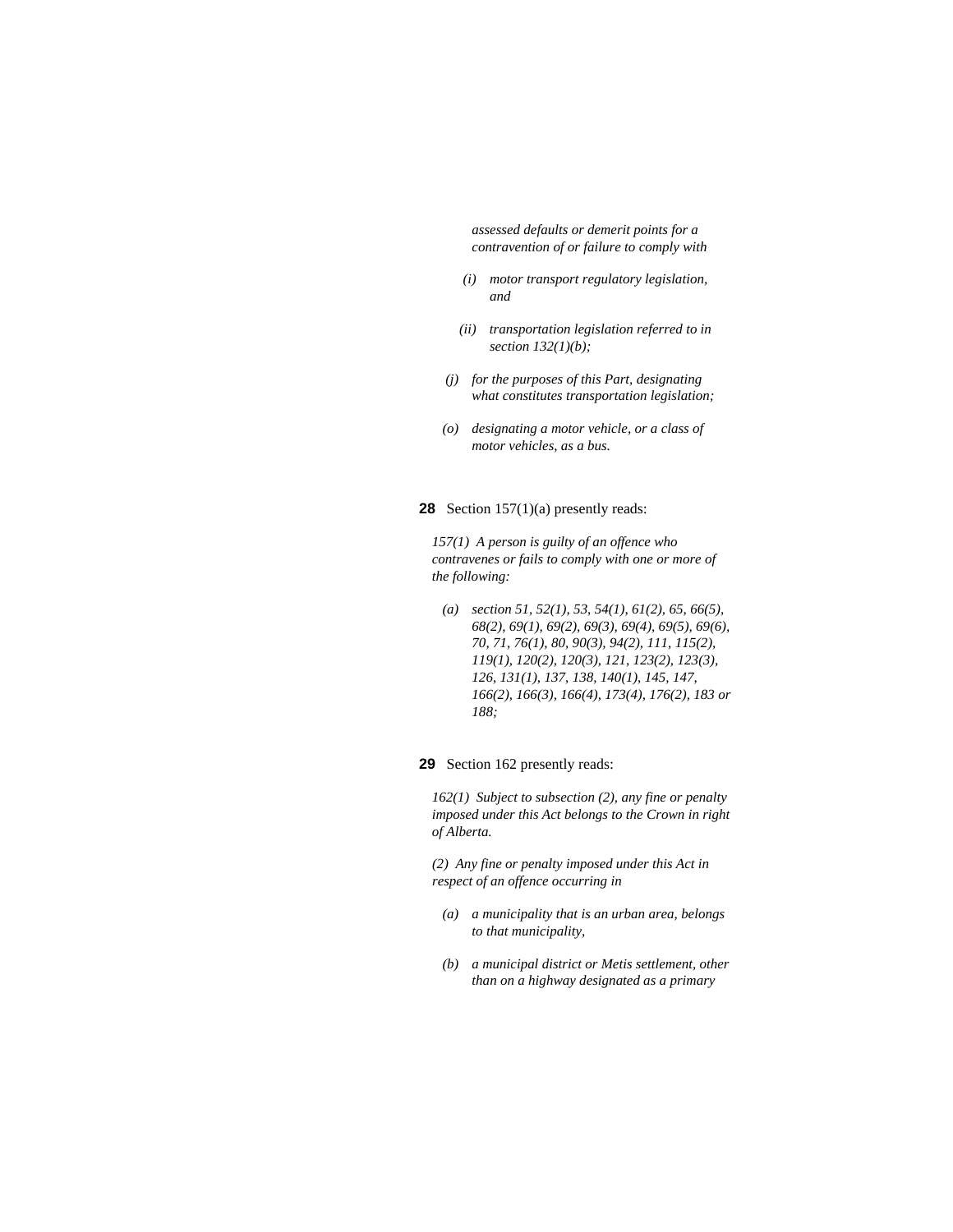*assessed defaults or demerit points for a contravention of or failure to comply with*

*(i) motor transport regulatory legislation, and*

*(ii) transportation legislation referred to in section 132(1)(b);*

*(j) for the purposes of this Part, designating what constitutes transportation legislation;*

*(o) designating a motor vehicle, or a class of motor vehicles, as a bus.*

**28** Section 157(1)(a) presently reads:

*157(1) A person is guilty of an offence who contravenes or fails to comply with one or more of the following:*

*(a) section 51, 52(1), 53, 54(1), 61(2), 65, 66(5), 68(2), 69(1), 69(2), 69(3), 69(4), 69(5), 69(6), 70, 71, 76(1), 80, 90(3), 94(2), 111, 115(2), 119(1), 120(2), 120(3), 121, 123(2), 123(3), 126, 131(1), 137, 138, 140(1), 145, 147, 166(2), 166(3), 166(4), 173(4), 176(2), 183 or 188;*

**29** Section 162 presently reads:

*162(1) Subject to subsection (2), any fine or penalty imposed under this Act belongs to the Crown in right of Alberta.*

*(2) Any fine or penalty imposed under this Act in respect of an offence occurring in*

*(a) a municipality that is an urban area, belongs to that municipality,*

*(b) a municipal district or Metis settlement, other than on a highway designated as a primary*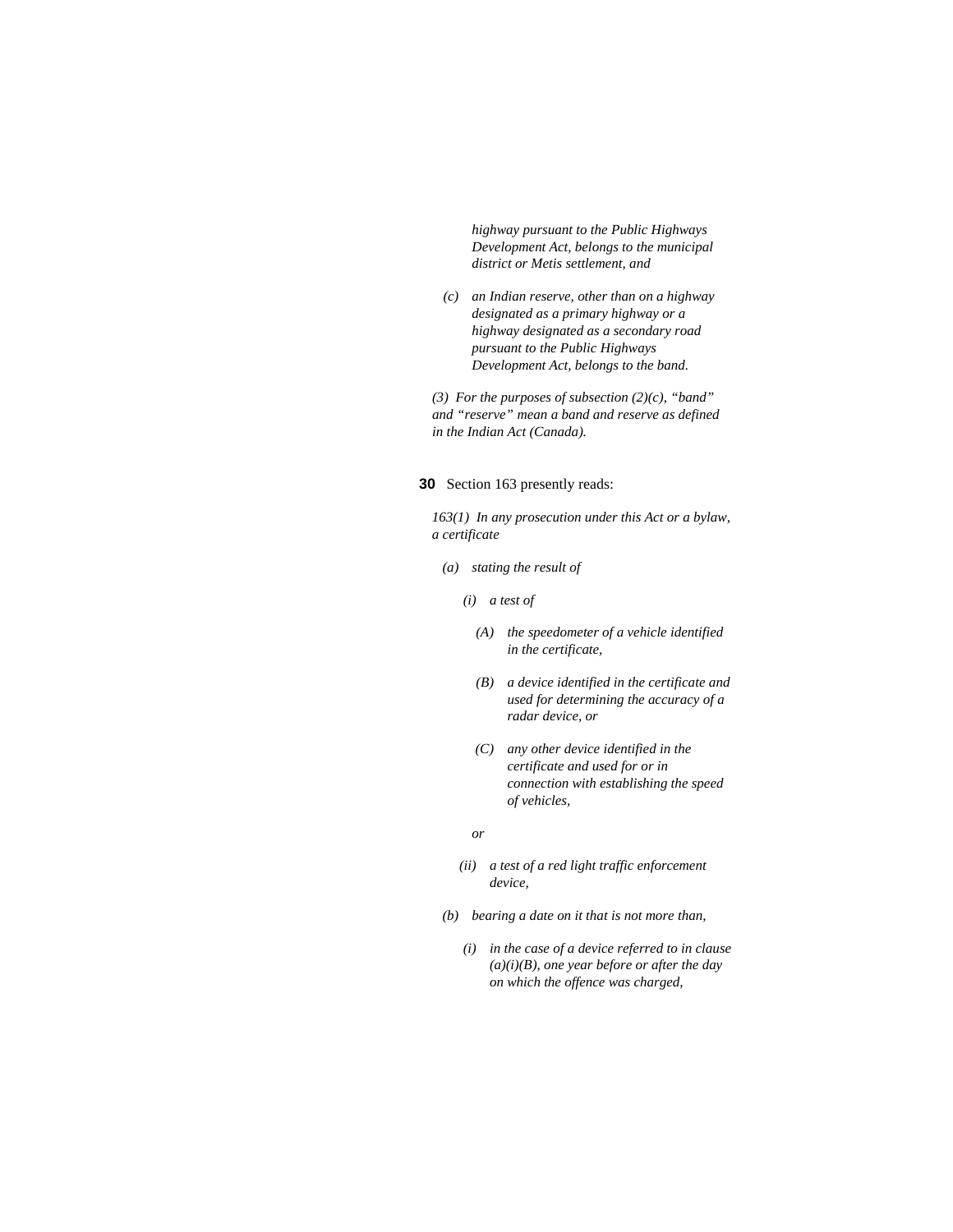*highway pursuant to the Public Highways Development Act, belongs to the municipal district or Metis settlement, and*

*(c) an Indian reserve, other than on a highway designated as a primary highway or a highway designated as a secondary road pursuant to the Public Highways Development Act, belongs to the band.*

*(3) For the purposes of subsection (2)(c), "band" and "reserve" mean a band and reserve as defined in the Indian Act (Canada).*

**30** Section 163 presently reads:

*163(1) In any prosecution under this Act or a bylaw, a certificate*

*(a) stating the result of*

*(i) a test of*

*(A) the speedometer of a vehicle identified in the certificate,*

*(B) a device identified in the certificate and used for determining the accuracy of a radar device, or*

*(C) any other device identified in the certificate and used for or in connection with establishing the speed of vehicles,*

*or*

*(ii) a test of a red light traffic enforcement device,*

*(b) bearing a date on it that is not more than,*

*(i) in the case of a device referred to in clause (a)(i)(B), one year before or after the day on which the offence was charged,*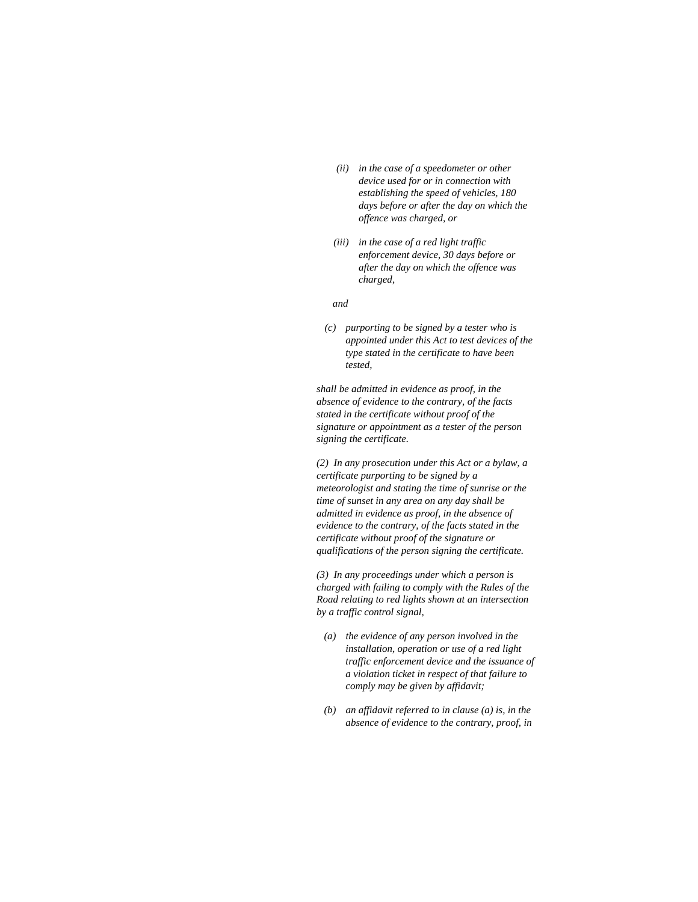*(ii) in the case of a speedometer or other device used for or in connection with establishing the speed of vehicles, 180 days before or after the day on which the offence was charged, or*

*(iii) in the case of a red light traffic enforcement device, 30 days before or after the day on which the offence was charged,*

*and*

*(c) purporting to be signed by a tester who is appointed under this Act to test devices of the type stated in the certificate to have been tested,*

*shall be admitted in evidence as proof, in the absence of evidence to the contrary, of the facts stated in the certificate without proof of the signature or appointment as a tester of the person signing the certificate.*

*(2) In any prosecution under this Act or a bylaw, a certificate purporting to be signed by a meteorologist and stating the time of sunrise or the time of sunset in any area on any day shall be admitted in evidence as proof, in the absence of evidence to the contrary, of the facts stated in the certificate without proof of the signature or qualifications of the person signing the certificate.*

*(3) In any proceedings under which a person is charged with failing to comply with the Rules of the Road relating to red lights shown at an intersection by a traffic control signal,*

*(a) the evidence of any person involved in the installation, operation or use of a red light traffic enforcement device and the issuance of a violation ticket in respect of that failure to comply may be given by affidavit;*

*(b) an affidavit referred to in clause (a) is, in the absence of evidence to the contrary, proof, in*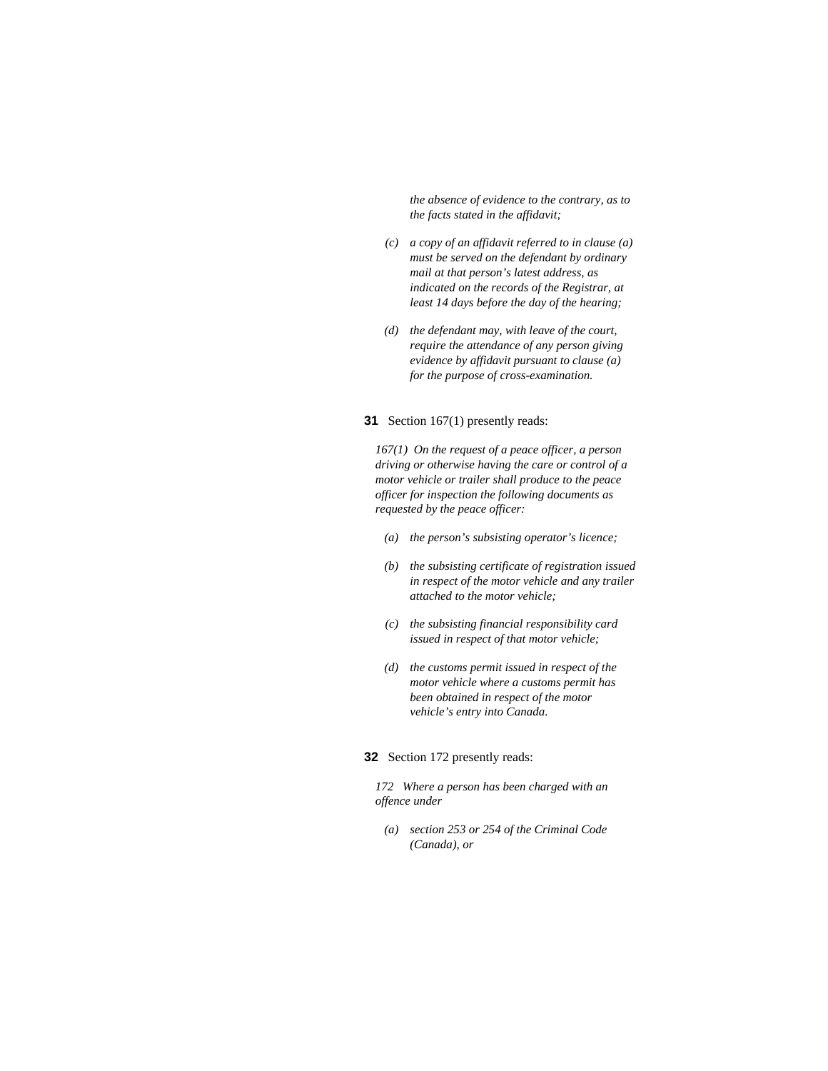*the absence of evidence to the contrary, as to the facts stated in the affidavit;*

*(c) a copy of an affidavit referred to in clause (a) must be served on the defendant by ordinary mail at that person's latest address, as indicated on the records of the Registrar, at least 14 days before the day of the hearing;*

*(d) the defendant may, with leave of the court, require the attendance of any person giving evidence by affidavit pursuant to clause (a) for the purpose of cross-examination.*

**31** Section 167(1) presently reads:

*167(1) On the request of a peace officer, a person driving or otherwise having the care or control of a motor vehicle or trailer shall produce to the peace officer for inspection the following documents as requested by the peace officer:*

*(a) the person's subsisting operator's licence;*

*(b) the subsisting certificate of registration issued in respect of the motor vehicle and any trailer attached to the motor vehicle;*

*(c) the subsisting financial responsibility card issued in respect of that motor vehicle;*

*(d) the customs permit issued in respect of the motor vehicle where a customs permit has been obtained in respect of the motor vehicle's entry into Canada.*

**32** Section 172 presently reads:

*172 Where a person has been charged with an offence under*

*(a) section 253 or 254 of the Criminal Code (Canada), or*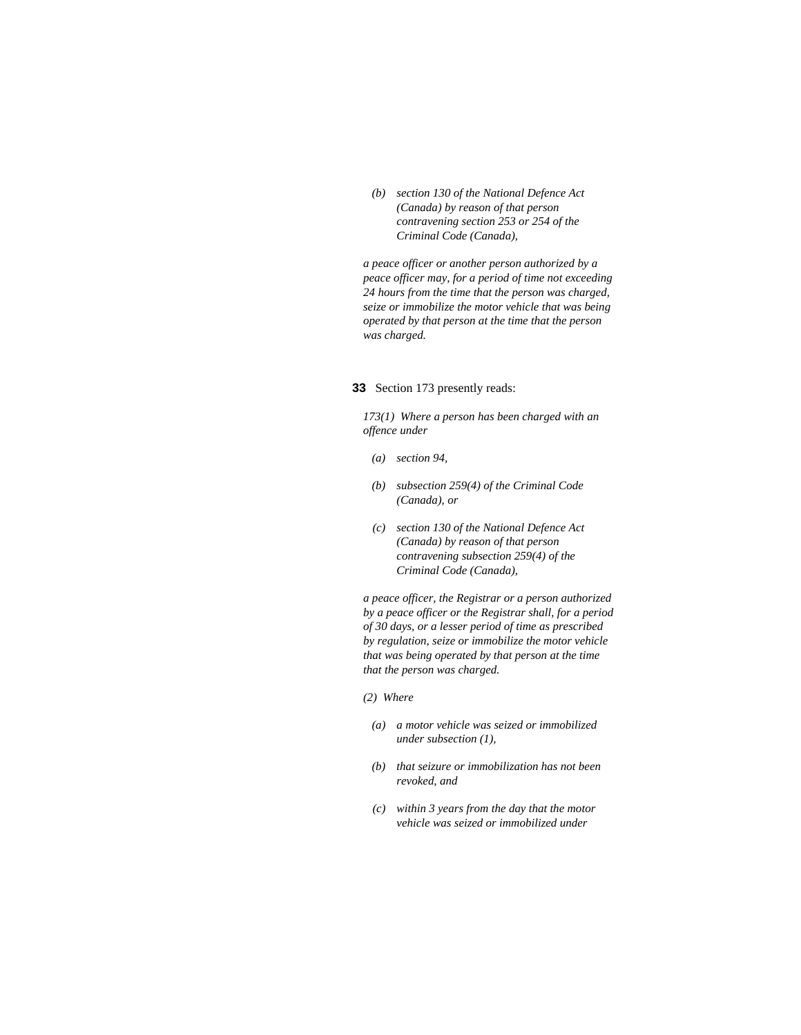*(b) section 130 of the National Defence Act (Canada) by reason of that person contravening section 253 or 254 of the Criminal Code (Canada),*

*a peace officer or another person authorized by a peace officer may, for a period of time not exceeding 24 hours from the time that the person was charged, seize or immobilize the motor vehicle that was being operated by that person at the time that the person was charged.*

**33** Section 173 presently reads:

*173(1) Where a person has been charged with an offence under*

*(a) section 94,*

*(b) subsection 259(4) of the Criminal Code (Canada), or*

*(c) section 130 of the National Defence Act (Canada) by reason of that person contravening subsection 259(4) of the Criminal Code (Canada),*

*a peace officer, the Registrar or a person authorized by a peace officer or the Registrar shall, for a period of 30 days, or a lesser period of time as prescribed by regulation, seize or immobilize the motor vehicle that was being operated by that person at the time that the person was charged.*

*(2) Where*

*(a) a motor vehicle was seized or immobilized under subsection (1),*

*(b) that seizure or immobilization has not been revoked, and*

*(c) within 3 years from the day that the motor vehicle was seized or immobilized under*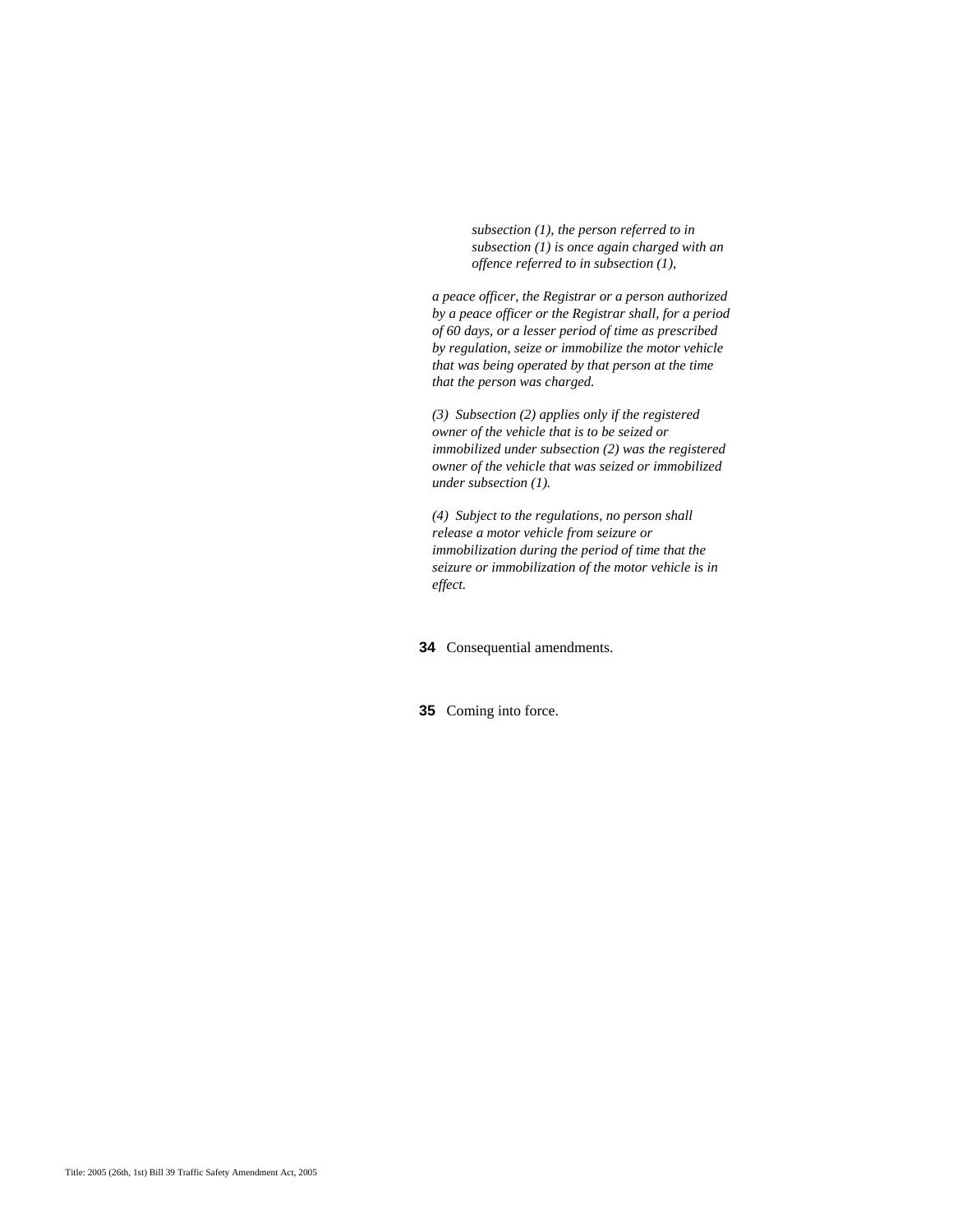*subsection (1), the person referred to in subsection (1) is once again charged with an offence referred to in subsection (1),*

*a peace officer, the Registrar or a person authorized by a peace officer or the Registrar shall, for a period of 60 days, or a lesser period of time as prescribed by regulation, seize or immobilize the motor vehicle that was being operated by that person at the time that the person was charged.*

*(3) Subsection (2) applies only if the registered owner of the vehicle that is to be seized or immobilized under subsection (2) was the registered owner of the vehicle that was seized or immobilized under subsection (1).*

*(4) Subject to the regulations, no person shall release a motor vehicle from seizure or immobilization during the period of time that the seizure or immobilization of the motor vehicle is in effect.*

**34** Consequential amendments.

**35** Coming into force.